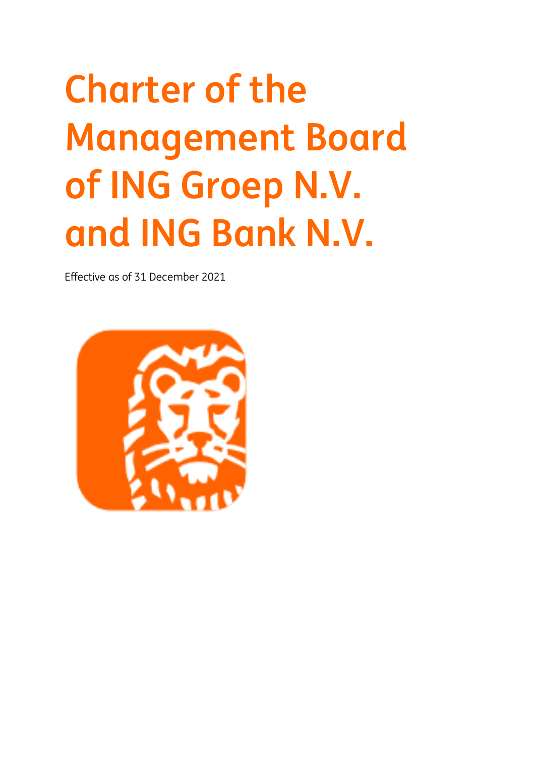# Charter of the Management Board of ING Groep N.V. and ING Bank N.V.

Effective as of 31 December 2021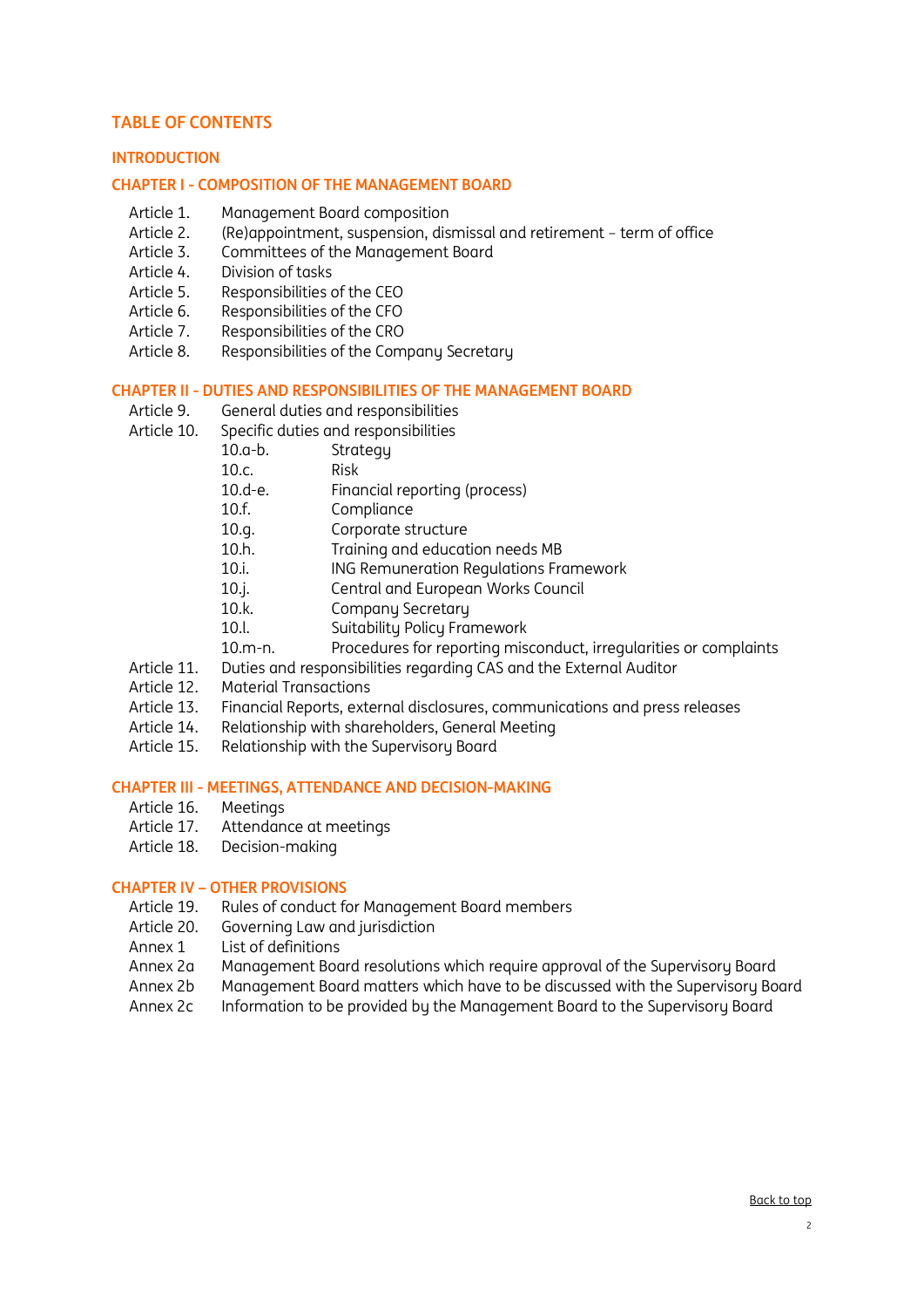## TABLE OF CONTENTS

### INTRODUCTION

### CHAPTER I - COMPOSITION OF THE MANAGEMENT BOARD

- Article 1. Management Board composition
- Article 2. (Re)appointment, suspension, dismissal and retirement – term of office
- Article 3. Committees of the Management Board
- Article 4. Division of tasks
- Article 5. Responsibilities of the CEO
- Article 6. Responsibilities of the CFO
- Article 7. Responsibilities of the CRO
- Article 8. Responsibilities of the Company Secretary

### CHAPTER II - DUTIES AND RESPONSIBILITIES OF THE MANAGEMENT BOARD

- Article 9. General duties and responsibilities
- Article 10. Specific duties and responsibilities
  - 10.a-b. Strategy
  - 10.c. Risk
  - 10.d-e. Financial reporting (process)
  - 10.f. Compliance
  - 10.g. Corporate structure
  - 10.h. Training and education needs MB
  - 10.i. ING Remuneration Regulations Framework
  - 10.j. Central and European Works Council
  - 10.k. Company Secretary
  - 10.l. Suitability Policy Framework
  - 10.m-n. Procedures for reporting misconduct, irregularities or complaints
- Article 11. Duties and responsibilities regarding CAS and the External Auditor
- Article 12. Material Transactions
- Article 13. Financial Reports, external disclosures, communications and press releases
- Article 14. Relationship with shareholders, General Meeting
- Article 15. Relationship with the Supervisory Board

### CHAPTER III - MEETINGS, ATTENDANCE AND DECISION-MAKING

- Article 16. Meetings
- Article 17. Attendance at meetings
- Article 18. Decision-making

### CHAPTER IV – OTHER PROVISIONS

- Article 19. Rules of conduct for Management Board members
- Article 20. Governing Law and jurisdiction
- Annex 1 List of definitions
- Annex 2a Management Board resolutions which require approval of the Supervisory Board
- Annex 2b Management Board matters which have to be discussed with the Supervisory Board
- Annex 2c Information to be provided by the Management Board to the Supervisory Board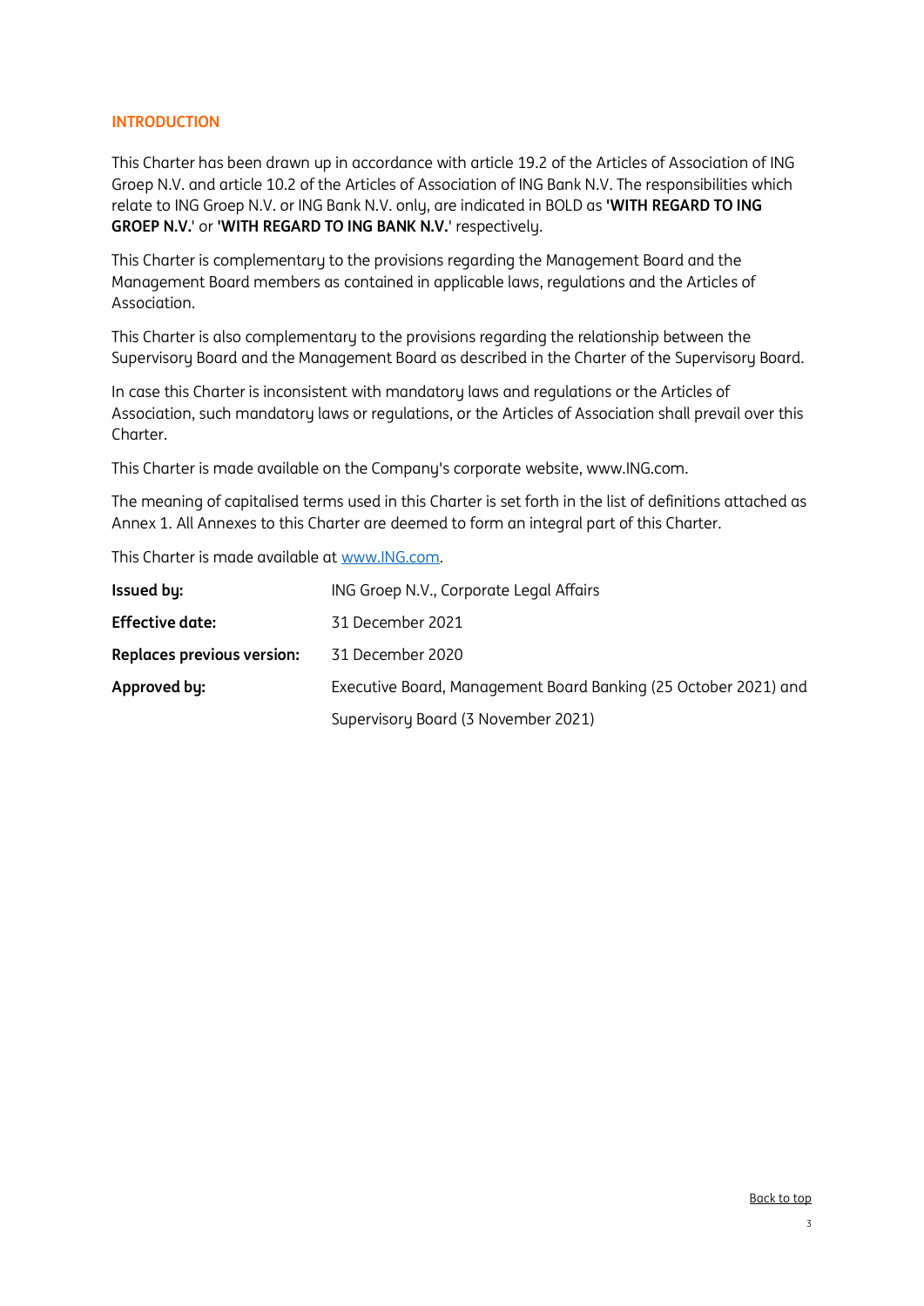## INTRODUCTION

This Charter has been drawn up in accordance with article 19.2 of the Articles of Association of ING Groep N.V. and article 10.2 of the Articles of Association of ING Bank N.V. The responsibilities which relate to ING Groep N.V. or ING Bank N.V. only, are indicated in BOLD as **'WITH REGARD TO ING GROEP N.V.'** or **'WITH REGARD TO ING BANK N.V.'** respectively.

This Charter is complementary to the provisions regarding the Management Board and the Management Board members as contained in applicable laws, regulations and the Articles of Association.

This Charter is also complementary to the provisions regarding the relationship between the Supervisory Board and the Management Board as described in the Charter of the Supervisory Board.

In case this Charter is inconsistent with mandatory laws and regulations or the Articles of Association, such mandatory laws or regulations, or the Articles of Association shall prevail over this Charter.

This Charter is made available on the Company's corporate website, www.ING.com.

The meaning of capitalised terms used in this Charter is set forth in the list of definitions attached as Annex 1. All Annexes to this Charter are deemed to form an integral part of this Charter.

This Charter is made available at www.ING.com.

| | |
|---|---|
| **Issued by:** | ING Groep N.V., Corporate Legal Affairs |
| **Effective date:** | 31 December 2021 |
| **Replaces previous version:** | 31 December 2020 |
| **Approved by:** | Executive Board, Management Board Banking (25 October 2021) and Supervisory Board (3 November 2021) |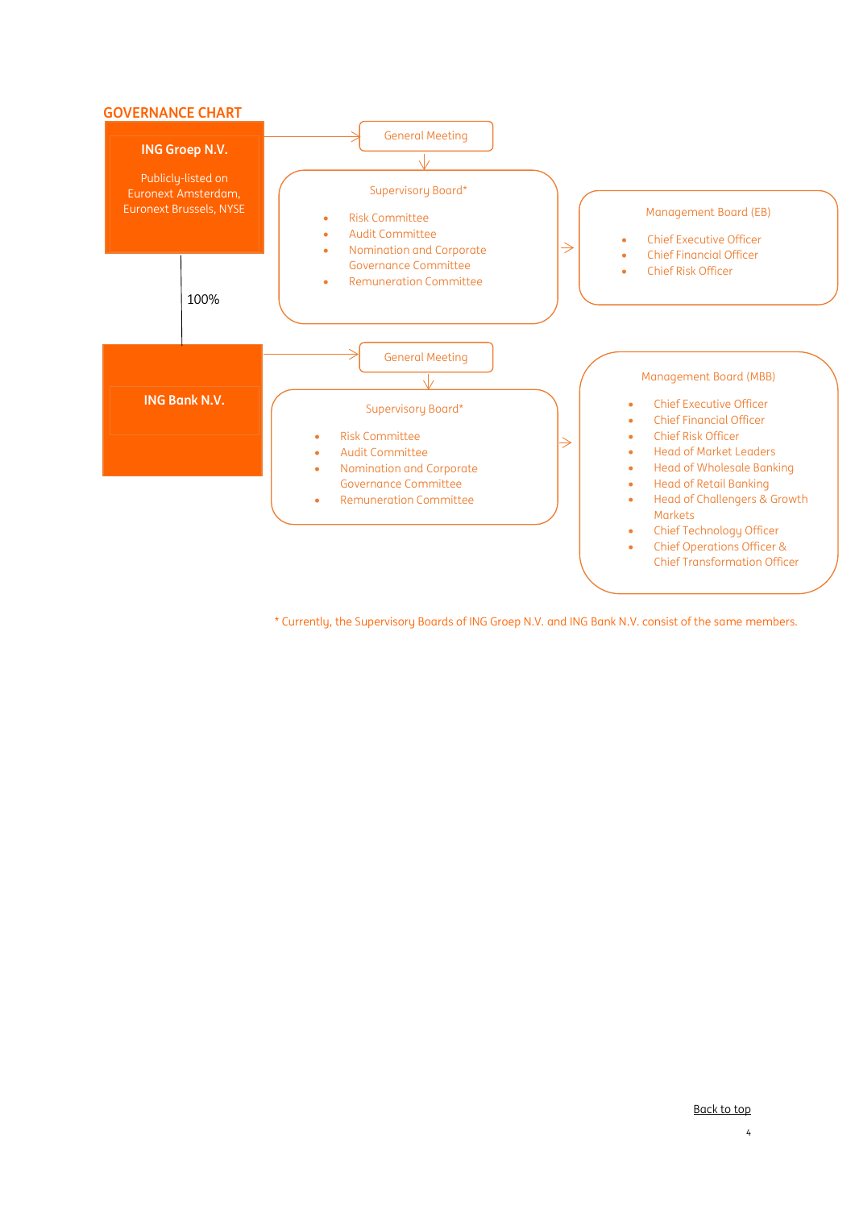## GOVERNANCE CHART

**ING Groep N.V.**

Publicly-listed on Euronext Amsterdam, Euronext Brussels, NYSE

100%

General Meeting

Supervisory Board*

- Risk Committee
- Audit Committee
- Nomination and Corporate Governance Committee
- Remuneration Committee

Management Board (EB)

- Chief Executive Officer
- Chief Financial Officer
- Chief Risk Officer

**ING Bank N.V.**

General Meeting

Supervisory Board*

- Risk Committee
- Audit Committee
- Nomination and Corporate Governance Committee
- Remuneration Committee

Management Board (MBB)

- Chief Executive Officer
- Chief Financial Officer
- Chief Risk Officer
- Head of Market Leaders
- Head of Wholesale Banking
- Head of Retail Banking
- Head of Challengers & Growth Markets
- Chief Technology Officer
- Chief Operations Officer & Chief Transformation Officer

* Currently, the Supervisory Boards of ING Groep N.V. and ING Bank N.V. consist of the same members.

Back to top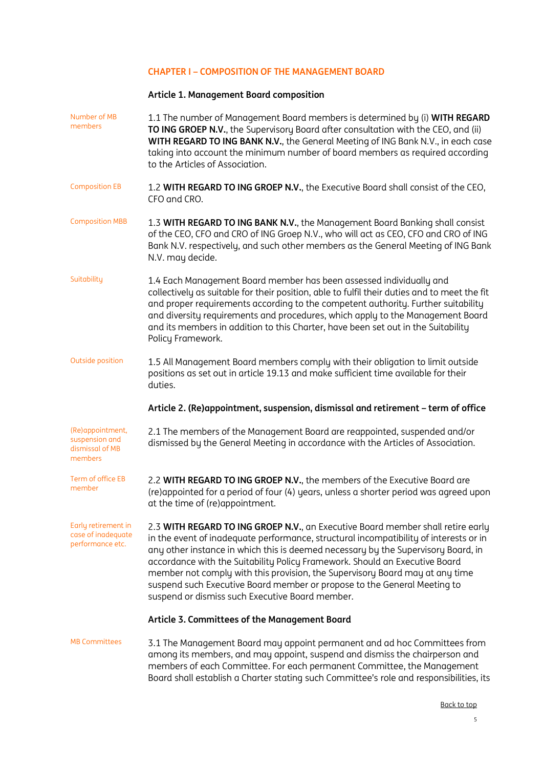## CHAPTER I – COMPOSITION OF THE MANAGEMENT BOARD

### Article 1. Management Board composition

Number of MB members

1.1 The number of Management Board members is determined by (i) **WITH REGARD TO ING GROEP N.V.**, the Supervisory Board after consultation with the CEO, and (ii) **WITH REGARD TO ING BANK N.V.**, the General Meeting of ING Bank N.V., in each case taking into account the minimum number of board members as required according to the Articles of Association.

Composition EB

1.2 **WITH REGARD TO ING GROEP N.V.**, the Executive Board shall consist of the CEO, CFO and CRO.

Composition MBB

1.3 **WITH REGARD TO ING BANK N.V.**, the Management Board Banking shall consist of the CEO, CFO and CRO of ING Groep N.V., who will act as CEO, CFO and CRO of ING Bank N.V. respectively, and such other members as the General Meeting of ING Bank N.V. may decide.

Suitability

1.4 Each Management Board member has been assessed individually and collectively as suitable for their position, able to fulfil their duties and to meet the fit and proper requirements according to the competent authority. Further suitability and diversity requirements and procedures, which apply to the Management Board and its members in addition to this Charter, have been set out in the Suitability Policy Framework.

Outside position

1.5 All Management Board members comply with their obligation to limit outside positions as set out in article 19.13 and make sufficient time available for their duties.

### Article 2. (Re)appointment, suspension, dismissal and retirement – term of office

(Re)appointment, suspension and dismissal of MB members

2.1 The members of the Management Board are reappointed, suspended and/or dismissed by the General Meeting in accordance with the Articles of Association.

Term of office EB member

2.2 **WITH REGARD TO ING GROEP N.V.**, the members of the Executive Board are (re)appointed for a period of four (4) years, unless a shorter period was agreed upon at the time of (re)appointment.

Early retirement in case of inadequate performance etc.

2.3 **WITH REGARD TO ING GROEP N.V.**, an Executive Board member shall retire early in the event of inadequate performance, structural incompatibility of interests or in any other instance in which this is deemed necessary by the Supervisory Board, in accordance with the Suitability Policy Framework. Should an Executive Board member not comply with this provision, the Supervisory Board may at any time suspend such Executive Board member or propose to the General Meeting to suspend or dismiss such Executive Board member.

### Article 3. Committees of the Management Board

MB Committees

3.1 The Management Board may appoint permanent and ad hoc Committees from among its members, and may appoint, suspend and dismiss the chairperson and members of each Committee. For each permanent Committee, the Management Board shall establish a Charter stating such Committee's role and responsibilities, its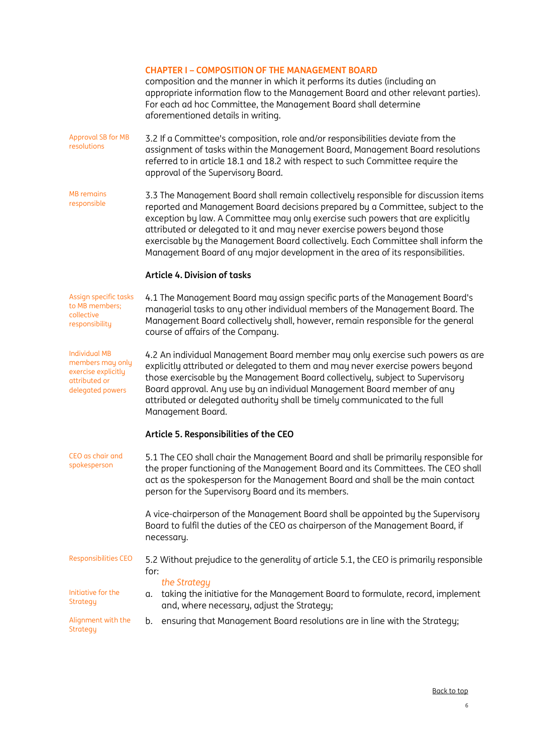## CHAPTER I – COMPOSITION OF THE MANAGEMENT BOARD

composition and the manner in which it performs its duties (including an appropriate information flow to the Management Board and other relevant parties). For each ad hoc Committee, the Management Board shall determine aforementioned details in writing.

Approval SB for MB resolutions

3.2 If a Committee's composition, role and/or responsibilities deviate from the assignment of tasks within the Management Board, Management Board resolutions referred to in article 18.1 and 18.2 with respect to such Committee require the approval of the Supervisory Board.

MB remains responsible

3.3 The Management Board shall remain collectively responsible for discussion items reported and Management Board decisions prepared by a Committee, subject to the exception by law. A Committee may only exercise such powers that are explicitly attributed or delegated to it and may never exercise powers beyond those exercisable by the Management Board collectively. Each Committee shall inform the Management Board of any major development in the area of its responsibilities.

### Article 4. Division of tasks

Assign specific tasks to MB members; collective responsibility

4.1 The Management Board may assign specific parts of the Management Board's managerial tasks to any other individual members of the Management Board. The Management Board collectively shall, however, remain responsible for the general course of affairs of the Company.

Individual MB members may only exercise explicitly attributed or delegated powers

4.2 An individual Management Board member may only exercise such powers as are explicitly attributed or delegated to them and may never exercise powers beyond those exercisable by the Management Board collectively, subject to Supervisory Board approval. Any use by an individual Management Board member of any attributed or delegated authority shall be timely communicated to the full Management Board.

### Article 5. Responsibilities of the CEO

CEO as chair and spokesperson

5.1 The CEO shall chair the Management Board and shall be primarily responsible for the proper functioning of the Management Board and its Committees. The CEO shall act as the spokesperson for the Management Board and shall be the main contact person for the Supervisory Board and its members.

A vice-chairperson of the Management Board shall be appointed by the Supervisory Board to fulfil the duties of the CEO as chairperson of the Management Board, if necessary.

Responsibilities CEO

5.2 Without prejudice to the generality of article 5.1, the CEO is primarily responsible for:

*the Strategy*

Initiative for the Strategy

a. taking the initiative for the Management Board to formulate, record, implement and, where necessary, adjust the Strategy;

Alignment with the Strategy

b. ensuring that Management Board resolutions are in line with the Strategy;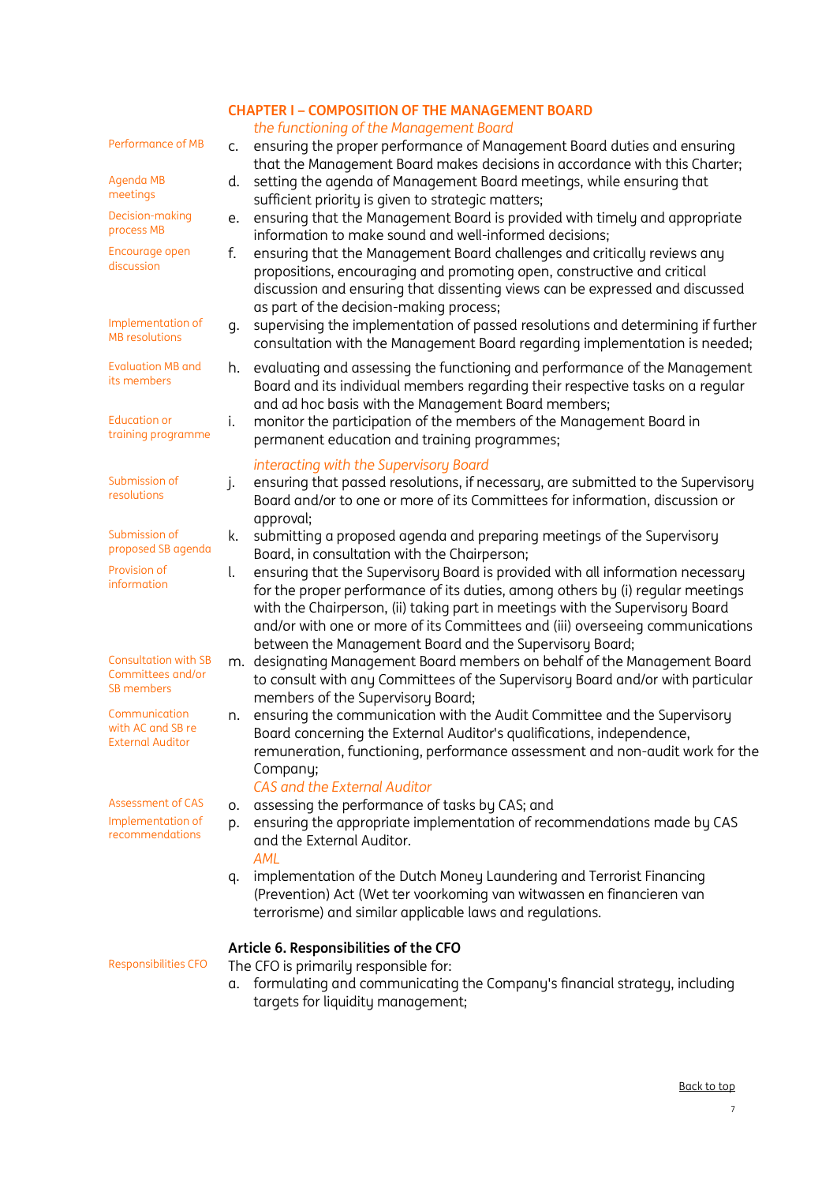## CHAPTER I – COMPOSITION OF THE MANAGEMENT BOARD

*the functioning of the Management Board*

Performance of MB

c. ensuring the proper performance of Management Board duties and ensuring that the Management Board makes decisions in accordance with this Charter;

Agenda MB meetings

d. setting the agenda of Management Board meetings, while ensuring that sufficient priority is given to strategic matters;

Decision-making process MB

e. ensuring that the Management Board is provided with timely and appropriate information to make sound and well-informed decisions;

Encourage open discussion

f. ensuring that the Management Board challenges and critically reviews any propositions, encouraging and promoting open, constructive and critical discussion and ensuring that dissenting views can be expressed and discussed as part of the decision-making process;

Implementation of MB resolutions

g. supervising the implementation of passed resolutions and determining if further consultation with the Management Board regarding implementation is needed;

Evaluation MB and its members

h. evaluating and assessing the functioning and performance of the Management Board and its individual members regarding their respective tasks on a regular and ad hoc basis with the Management Board members;

Education or training programme

i. monitor the participation of the members of the Management Board in permanent education and training programmes;

*interacting with the Supervisory Board*

Submission of resolutions

j. ensuring that passed resolutions, if necessary, are submitted to the Supervisory Board and/or to one or more of its Committees for information, discussion or approval;

Submission of proposed SB agenda

k. submitting a proposed agenda and preparing meetings of the Supervisory Board, in consultation with the Chairperson;

Provision of information

l. ensuring that the Supervisory Board is provided with all information necessary for the proper performance of its duties, among others by (i) regular meetings with the Chairperson, (ii) taking part in meetings with the Supervisory Board and/or with one or more of its Committees and (iii) overseeing communications between the Management Board and the Supervisory Board;

Consultation with SB Committees and/or SB members

m. designating Management Board members on behalf of the Management Board to consult with any Committees of the Supervisory Board and/or with particular members of the Supervisory Board;

Communication with AC and SB re External Auditor

n. ensuring the communication with the Audit Committee and the Supervisory Board concerning the External Auditor's qualifications, independence, remuneration, functioning, performance assessment and non-audit work for the Company;

*CAS and the External Auditor*

Assessment of CAS

o. assessing the performance of tasks by CAS; and

Implementation of recommendations

p. ensuring the appropriate implementation of recommendations made by CAS and the External Auditor.

*AML*

q. implementation of the Dutch Money Laundering and Terrorist Financing (Prevention) Act (Wet ter voorkoming van witwassen en financieren van terrorisme) and similar applicable laws and regulations.

### Article 6. Responsibilities of the CFO

Responsibilities CFO

The CFO is primarily responsible for:

a. formulating and communicating the Company's financial strategy, including targets for liquidity management;

Back to top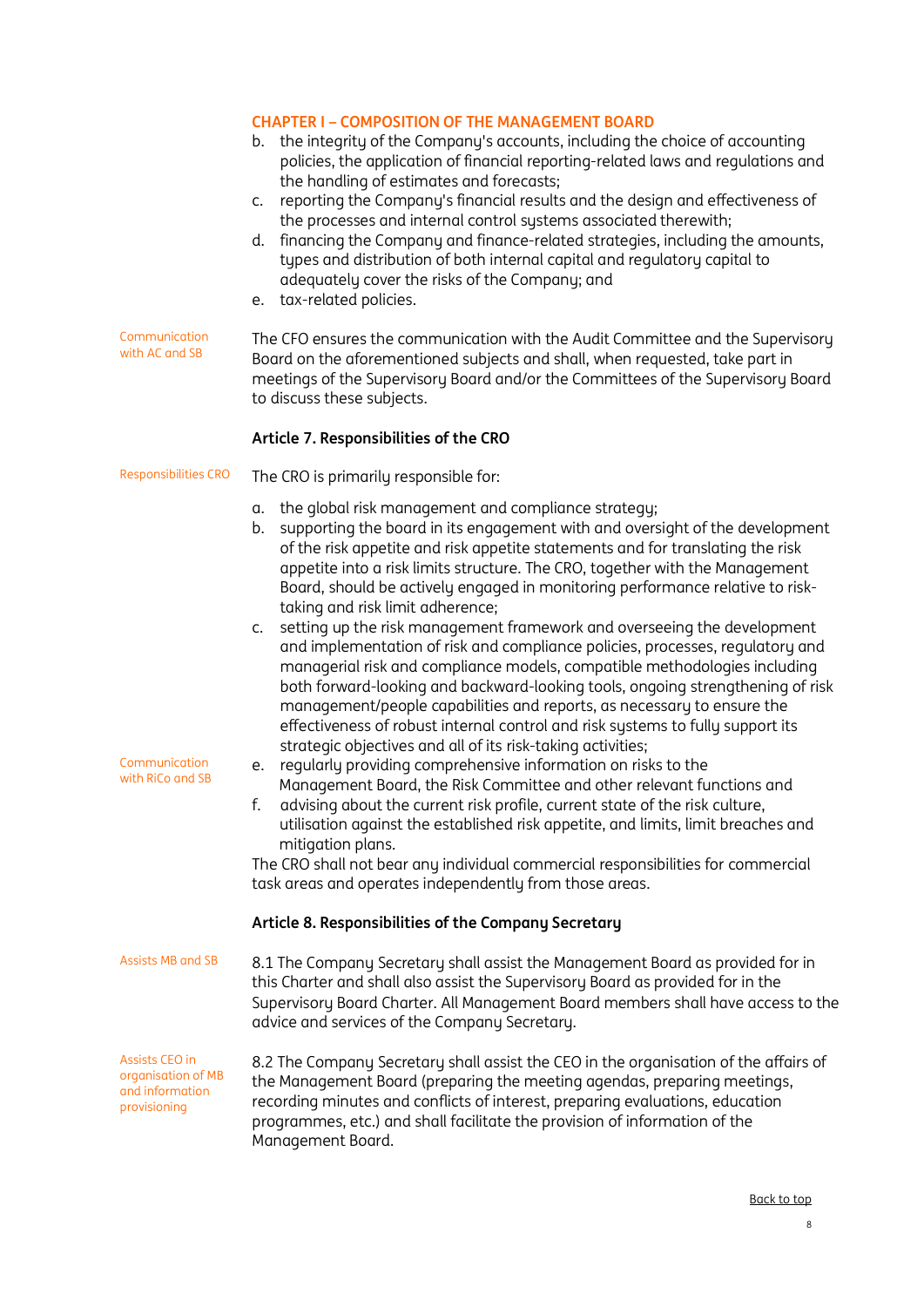## CHAPTER I – COMPOSITION OF THE MANAGEMENT BOARD

b. the integrity of the Company's accounts, including the choice of accounting policies, the application of financial reporting-related laws and regulations and the handling of estimates and forecasts;
c. reporting the Company's financial results and the design and effectiveness of the processes and internal control systems associated therewith;
d. financing the Company and finance-related strategies, including the amounts, types and distribution of both internal capital and regulatory capital to adequately cover the risks of the Company; and
e. tax-related policies.

Communication with AC and SB

The CFO ensures the communication with the Audit Committee and the Supervisory Board on the aforementioned subjects and shall, when requested, take part in meetings of the Supervisory Board and/or the Committees of the Supervisory Board to discuss these subjects.

### Article 7. Responsibilities of the CRO

Responsibilities CRO

The CRO is primarily responsible for:

a. the global risk management and compliance strategy;
b. supporting the board in its engagement with and oversight of the development of the risk appetite and risk appetite statements and for translating the risk appetite into a risk limits structure. The CRO, together with the Management Board, should be actively engaged in monitoring performance relative to risk-taking and risk limit adherence;
c. setting up the risk management framework and overseeing the development and implementation of risk and compliance policies, processes, regulatory and managerial risk and compliance models, compatible methodologies including both forward-looking and backward-looking tools, ongoing strengthening of risk management/people capabilities and reports, as necessary to ensure the effectiveness of robust internal control and risk systems to fully support its strategic objectives and all of its risk-taking activities;

Communication with RiCo and SB

e. regularly providing comprehensive information on risks to the Management Board, the Risk Committee and other relevant functions and
f. advising about the current risk profile, current state of the risk culture, utilisation against the established risk appetite, and limits, limit breaches and mitigation plans.

The CRO shall not bear any individual commercial responsibilities for commercial task areas and operates independently from those areas.

### Article 8. Responsibilities of the Company Secretary

Assists MB and SB

8.1 The Company Secretary shall assist the Management Board as provided for in this Charter and shall also assist the Supervisory Board as provided for in the Supervisory Board Charter. All Management Board members shall have access to the advice and services of the Company Secretary.

Assists CEO in organisation of MB and information provisioning

8.2 The Company Secretary shall assist the CEO in the organisation of the affairs of the Management Board (preparing the meeting agendas, preparing meetings, recording minutes and conflicts of interest, preparing evaluations, education programmes, etc.) and shall facilitate the provision of information of the Management Board.

Back to top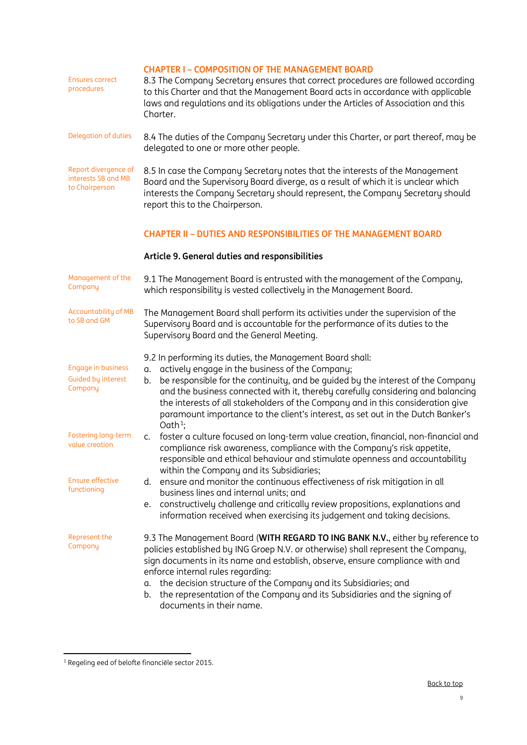## CHAPTER I – COMPOSITION OF THE MANAGEMENT BOARD

Ensures correct procedures

8.3 The Company Secretary ensures that correct procedures are followed according to this Charter and that the Management Board acts in accordance with applicable laws and regulations and its obligations under the Articles of Association and this Charter.

Delegation of duties

8.4 The duties of the Company Secretary under this Charter, or part thereof, may be delegated to one or more other people.

Report divergence of interests SB and MB to Chairperson

8.5 In case the Company Secretary notes that the interests of the Management Board and the Supervisory Board diverge, as a result of which it is unclear which interests the Company Secretary should represent, the Company Secretary should report this to the Chairperson.

## CHAPTER II – DUTIES AND RESPONSIBILITIES OF THE MANAGEMENT BOARD

### Article 9. General duties and responsibilities

Management of the Company

9.1 The Management Board is entrusted with the management of the Company, which responsibility is vested collectively in the Management Board.

Accountability of MB to SB and GM

The Management Board shall perform its activities under the supervision of the Supervisory Board and is accountable for the performance of its duties to the Supervisory Board and the General Meeting.

9.2 In performing its duties, the Management Board shall:

Engage in business

a. actively engage in the business of the Company;

Guided by interest Company

b. be responsible for the continuity, and be guided by the interest of the Company and the business connected with it, thereby carefully considering and balancing the interests of all stakeholders of the Company and in this consideration give paramount importance to the client's interest, as set out in the Dutch Banker's Oath[1];

Fostering long-term value creation

c. foster a culture focused on long-term value creation, financial, non-financial and compliance risk awareness, compliance with the Company's risk appetite, responsible and ethical behaviour and stimulate openness and accountability within the Company and its Subsidiaries;

Ensure effective functioning

d. ensure and monitor the continuous effectiveness of risk mitigation in all business lines and internal units; and

e. constructively challenge and critically review propositions, explanations and information received when exercising its judgement and taking decisions.

Represent the Company

9.3 The Management Board (**WITH REGARD TO ING BANK N.V.**, either by reference to policies established by ING Groep N.V. or otherwise) shall represent the Company, sign documents in its name and establish, observe, ensure compliance with and enforce internal rules regarding:

a. the decision structure of the Company and its Subsidiaries; and
b. the representation of the Company and its Subsidiaries and the signing of documents in their name.

[1] Regeling eed of belofte financiële sector 2015.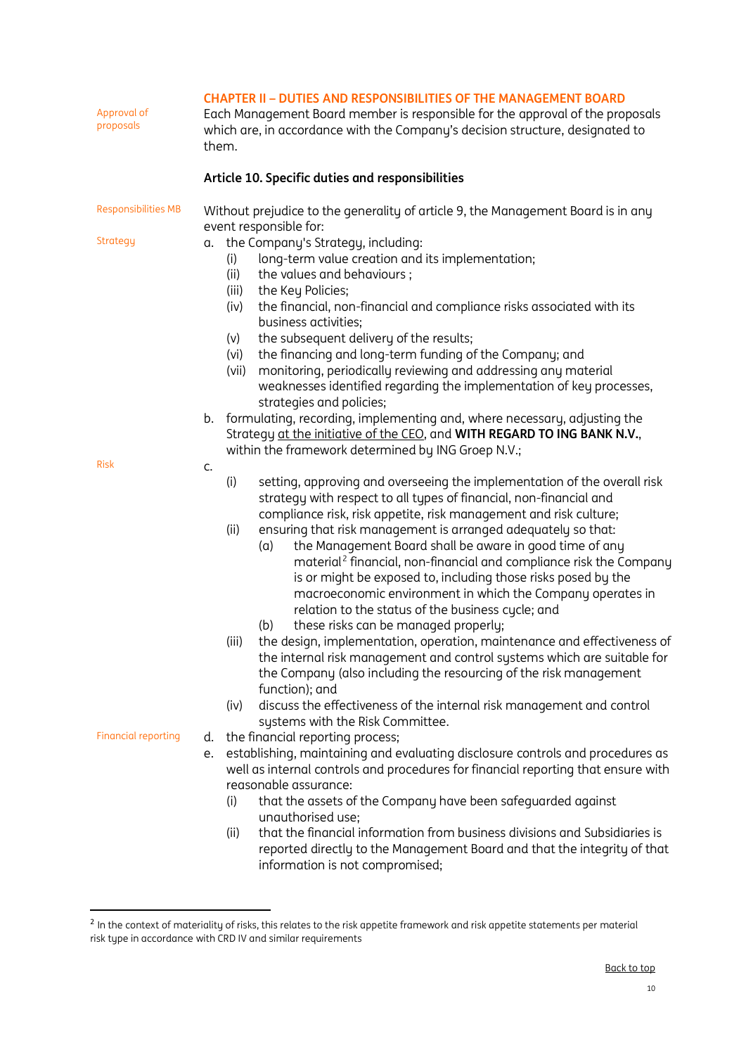## CHAPTER II – DUTIES AND RESPONSIBILITIES OF THE MANAGEMENT BOARD

Approval of proposals

Each Management Board member is responsible for the approval of the proposals which are, in accordance with the Company's decision structure, designated to them.

### Article 10. Specific duties and responsibilities

Responsibilities MB

Without prejudice to the generality of article 9, the Management Board is in any event responsible for:

Strategy

a. the Company's Strategy, including:
   (i) long-term value creation and its implementation;
   (ii) the values and behaviours ;
   (iii) the Key Policies;
   (iv) the financial, non-financial and compliance risks associated with its business activities;
   (v) the subsequent delivery of the results;
   (vi) the financing and long-term funding of the Company; and
   (vii) monitoring, periodically reviewing and addressing any material weaknesses identified regarding the implementation of key processes, strategies and policies;

b. formulating, recording, implementing and, where necessary, adjusting the Strategy <u>at the initiative of the CEO</u>, and **WITH REGARD TO ING BANK N.V.**, within the framework determined by ING Groep N.V.;

Risk

c.
   (i) setting, approving and overseeing the implementation of the overall risk strategy with respect to all types of financial, non-financial and compliance risk, risk appetite, risk management and risk culture;
   (ii) ensuring that risk management is arranged adequately so that:
      (a) the Management Board shall be aware in good time of any material[2] financial, non-financial and compliance risk the Company is or might be exposed to, including those risks posed by the macroeconomic environment in which the Company operates in relation to the status of the business cycle; and
      (b) these risks can be managed properly;
   (iii) the design, implementation, operation, maintenance and effectiveness of the internal risk management and control systems which are suitable for the Company (also including the resourcing of the risk management function); and
   (iv) discuss the effectiveness of the internal risk management and control systems with the Risk Committee.

Financial reporting

d. the financial reporting process;

e. establishing, maintaining and evaluating disclosure controls and procedures as well as internal controls and procedures for financial reporting that ensure with reasonable assurance:
   (i) that the assets of the Company have been safeguarded against unauthorised use;
   (ii) that the financial information from business divisions and Subsidiaries is reported directly to the Management Board and that the integrity of that information is not compromised;

[2] In the context of materiality of risks, this relates to the risk appetite framework and risk appetite statements per material risk type in accordance with CRD IV and similar requirements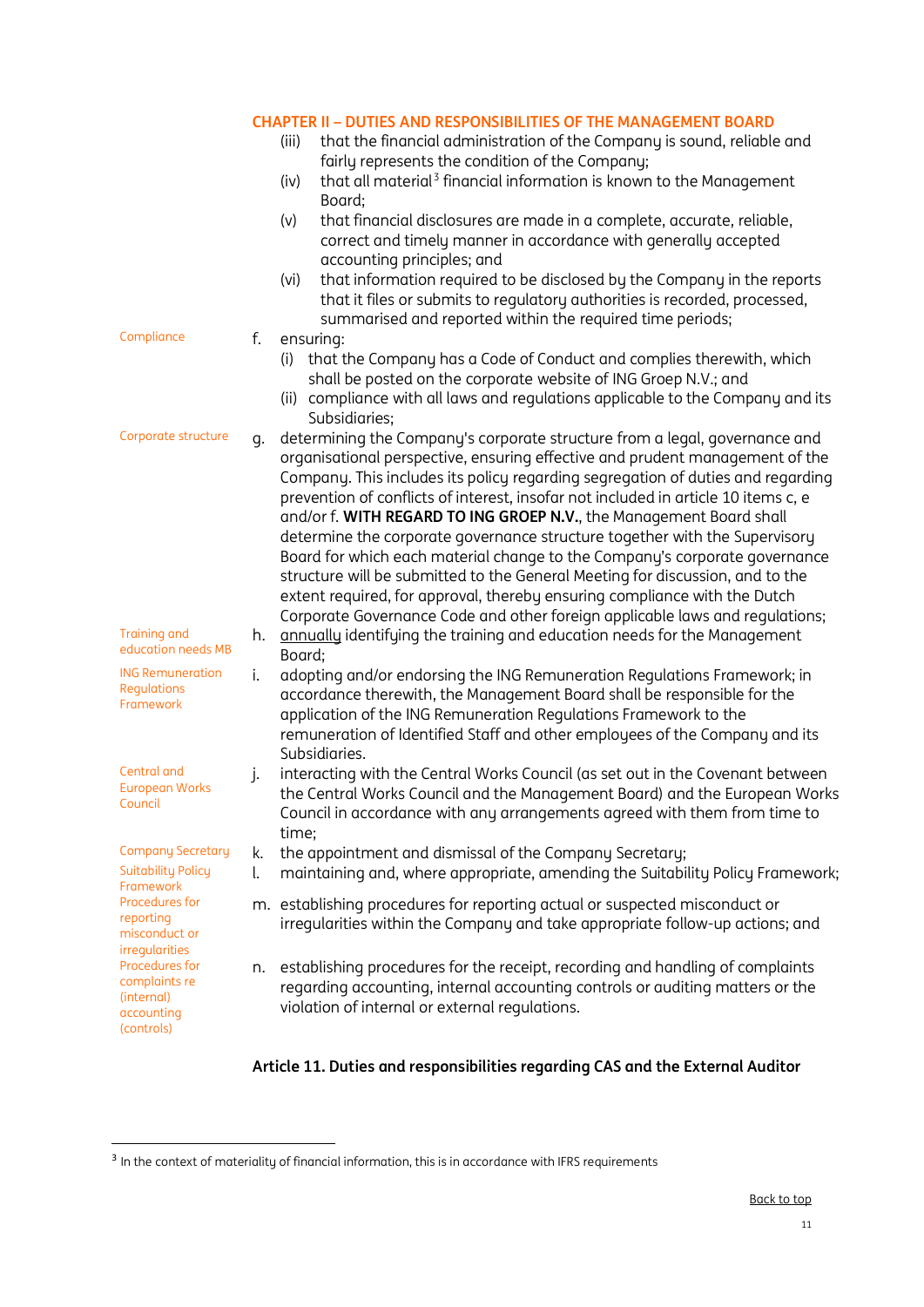## CHAPTER II – DUTIES AND RESPONSIBILITIES OF THE MANAGEMENT BOARD

(iii) that the financial administration of the Company is sound, reliable and fairly represents the condition of the Company;

(iv) that all material[3] financial information is known to the Management Board;

(v) that financial disclosures are made in a complete, accurate, reliable, correct and timely manner in accordance with generally accepted accounting principles; and

(vi) that information required to be disclosed by the Company in the reports that it files or submits to regulatory authorities is recorded, processed, summarised and reported within the required time periods;

*Compliance*

f. ensuring:
   (i) that the Company has a Code of Conduct and complies therewith, which shall be posted on the corporate website of ING Groep N.V.; and
   (ii) compliance with all laws and regulations applicable to the Company and its Subsidiaries;

*Corporate structure*

g. determining the Company's corporate structure from a legal, governance and organisational perspective, ensuring effective and prudent management of the Company. This includes its policy regarding segregation of duties and regarding prevention of conflicts of interest, insofar not included in article 10 items c, e and/or f. **WITH REGARD TO ING GROEP N.V.**, the Management Board shall determine the corporate governance structure together with the Supervisory Board for which each material change to the Company's corporate governance structure will be submitted to the General Meeting for discussion, and to the extent required, for approval, thereby ensuring compliance with the Dutch Corporate Governance Code and other foreign applicable laws and regulations;

*Training and education needs MB*

h. annually identifying the training and education needs for the Management Board;

*ING Remuneration Regulations Framework*

i. adopting and/or endorsing the ING Remuneration Regulations Framework; in accordance therewith, the Management Board shall be responsible for the application of the ING Remuneration Regulations Framework to the remuneration of Identified Staff and other employees of the Company and its Subsidiaries.

*Central and European Works Council*

j. interacting with the Central Works Council (as set out in the Covenant between the Central Works Council and the Management Board) and the European Works Council in accordance with any arrangements agreed with them from time to time;

*Company Secretary*

k. the appointment and dismissal of the Company Secretary;

*Suitability Policy Framework*

l. maintaining and, where appropriate, amending the Suitability Policy Framework;

*Procedures for reporting misconduct or irregularities*

m. establishing procedures for reporting actual or suspected misconduct or irregularities within the Company and take appropriate follow-up actions; and

*Procedures for complaints re (internal) accounting (controls)*

n. establishing procedures for the receipt, recording and handling of complaints regarding accounting, internal accounting controls or auditing matters or the violation of internal or external regulations.

### Article 11. Duties and responsibilities regarding CAS and the External Auditor

[3] In the context of materiality of financial information, this is in accordance with IFRS requirements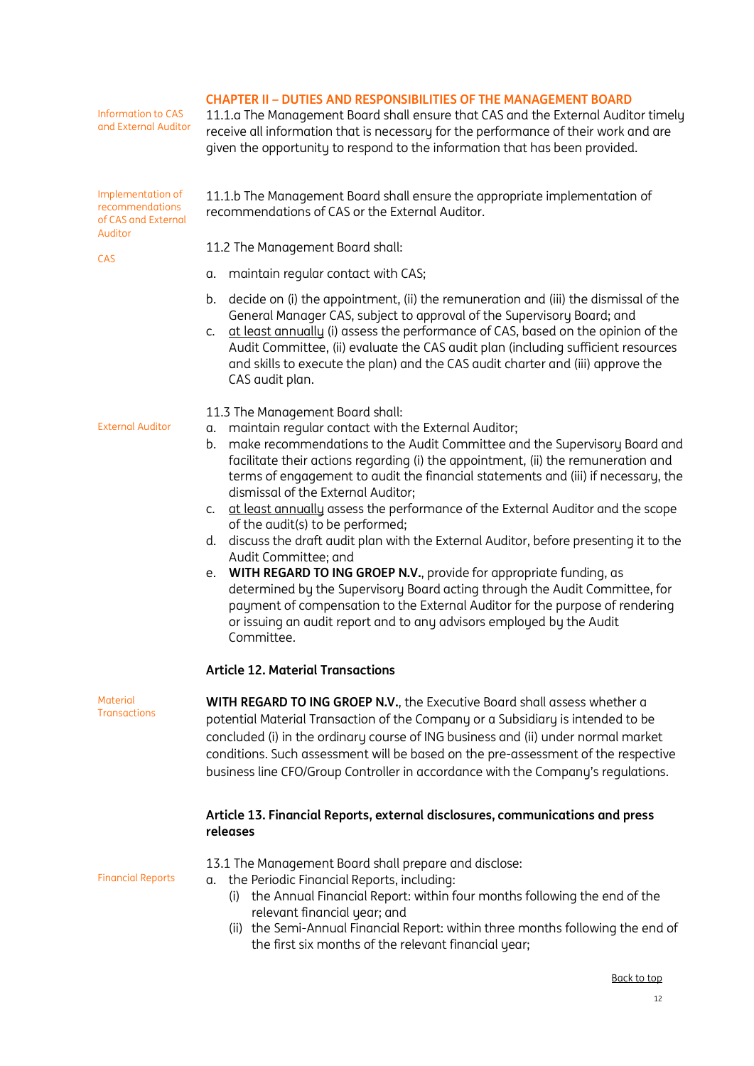## CHAPTER II – DUTIES AND RESPONSIBILITIES OF THE MANAGEMENT BOARD

Information to CAS and External Auditor

11.1.a The Management Board shall ensure that CAS and the External Auditor timely receive all information that is necessary for the performance of their work and are given the opportunity to respond to the information that has been provided.

Implementation of recommendations of CAS and External Auditor

11.1.b The Management Board shall ensure the appropriate implementation of recommendations of CAS or the External Auditor.

CAS

11.2 The Management Board shall:

a. maintain regular contact with CAS;
b. decide on (i) the appointment, (ii) the remuneration and (iii) the dismissal of the General Manager CAS, subject to approval of the Supervisory Board; and
c. at least annually (i) assess the performance of CAS, based on the opinion of the Audit Committee, (ii) evaluate the CAS audit plan (including sufficient resources and skills to execute the plan) and the CAS audit charter and (iii) approve the CAS audit plan.

External Auditor

11.3 The Management Board shall:

a. maintain regular contact with the External Auditor;
b. make recommendations to the Audit Committee and the Supervisory Board and facilitate their actions regarding (i) the appointment, (ii) the remuneration and terms of engagement to audit the financial statements and (iii) if necessary, the dismissal of the External Auditor;
c. at least annually assess the performance of the External Auditor and the scope of the audit(s) to be performed;
d. discuss the draft audit plan with the External Auditor, before presenting it to the Audit Committee; and
e. **WITH REGARD TO ING GROEP N.V.**, provide for appropriate funding, as determined by the Supervisory Board acting through the Audit Committee, for payment of compensation to the External Auditor for the purpose of rendering or issuing an audit report and to any advisors employed by the Audit Committee.

### Article 12. Material Transactions

Material Transactions

**WITH REGARD TO ING GROEP N.V.**, the Executive Board shall assess whether a potential Material Transaction of the Company or a Subsidiary is intended to be concluded (i) in the ordinary course of ING business and (ii) under normal market conditions. Such assessment will be based on the pre-assessment of the respective business line CFO/Group Controller in accordance with the Company's regulations.

### Article 13. Financial Reports, external disclosures, communications and press releases

Financial Reports

13.1 The Management Board shall prepare and disclose:

a. the Periodic Financial Reports, including:
   (i) the Annual Financial Report: within four months following the end of the relevant financial year; and
   (ii) the Semi-Annual Financial Report: within three months following the end of the first six months of the relevant financial year;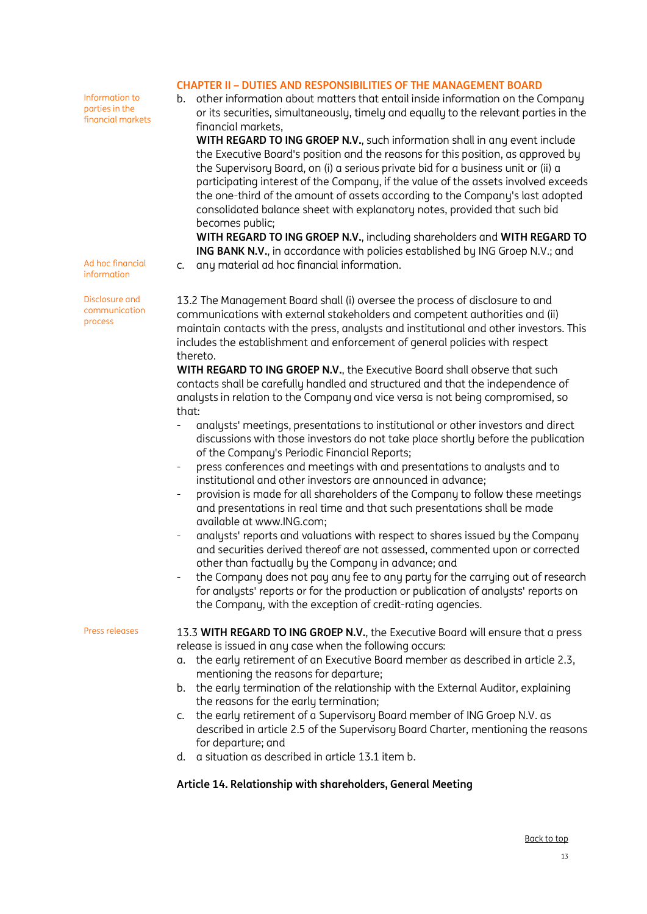## CHAPTER II – DUTIES AND RESPONSIBILITIES OF THE MANAGEMENT BOARD

Information to parties in the financial markets

b. other information about matters that entail inside information on the Company or its securities, simultaneously, timely and equally to the relevant parties in the financial markets,

   **WITH REGARD TO ING GROEP N.V.**, such information shall in any event include the Executive Board's position and the reasons for this position, as approved by the Supervisory Board, on (i) a serious private bid for a business unit or (ii) a participating interest of the Company, if the value of the assets involved exceeds the one-third of the amount of assets according to the Company's last adopted consolidated balance sheet with explanatory notes, provided that such bid becomes public;

   **WITH REGARD TO ING GROEP N.V.**, including shareholders and **WITH REGARD TO ING BANK N.V.**, in accordance with policies established by ING Groep N.V.; and

Ad hoc financial information

c. any material ad hoc financial information.

Disclosure and communication process

13.2 The Management Board shall (i) oversee the process of disclosure to and communications with external stakeholders and competent authorities and (ii) maintain contacts with the press, analysts and institutional and other investors. This includes the establishment and enforcement of general policies with respect thereto.

**WITH REGARD TO ING GROEP N.V.**, the Executive Board shall observe that such contacts shall be carefully handled and structured and that the independence of analysts in relation to the Company and vice versa is not being compromised, so that:

- analysts' meetings, presentations to institutional or other investors and direct discussions with those investors do not take place shortly before the publication of the Company's Periodic Financial Reports;
- press conferences and meetings with and presentations to analysts and to institutional and other investors are announced in advance;
- provision is made for all shareholders of the Company to follow these meetings and presentations in real time and that such presentations shall be made available at www.ING.com;
- analysts' reports and valuations with respect to shares issued by the Company and securities derived thereof are not assessed, commented upon or corrected other than factually by the Company in advance; and
- the Company does not pay any fee to any party for the carrying out of research for analysts' reports or for the production or publication of analysts' reports on the Company, with the exception of credit-rating agencies.

Press releases

13.3 **WITH REGARD TO ING GROEP N.V.**, the Executive Board will ensure that a press release is issued in any case when the following occurs:

a. the early retirement of an Executive Board member as described in article 2.3, mentioning the reasons for departure;
b. the early termination of the relationship with the External Auditor, explaining the reasons for the early termination;
c. the early retirement of a Supervisory Board member of ING Groep N.V. as described in article 2.5 of the Supervisory Board Charter, mentioning the reasons for departure; and
d. a situation as described in article 13.1 item b.

### Article 14. Relationship with shareholders, General Meeting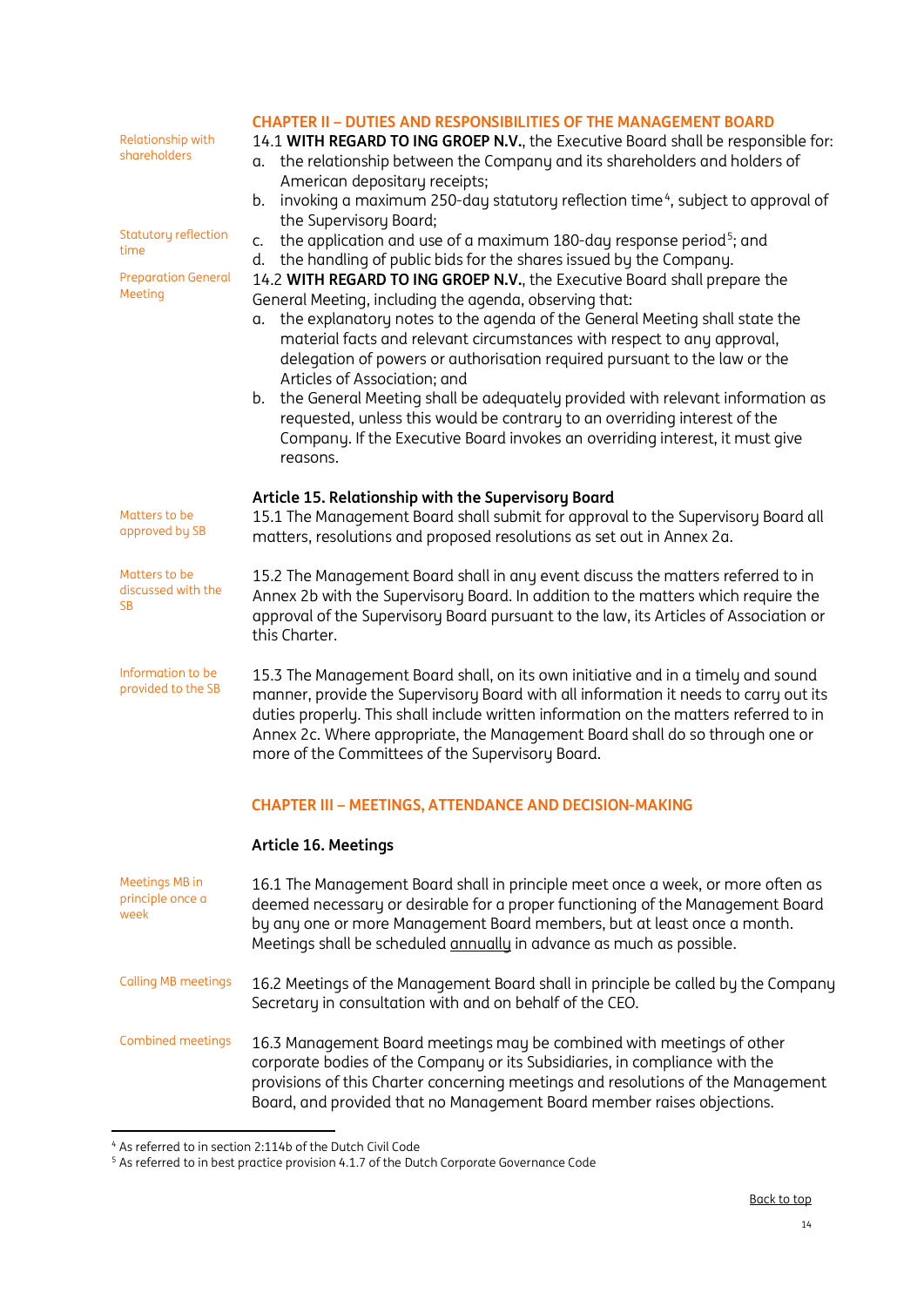## CHAPTER II – DUTIES AND RESPONSIBILITIES OF THE MANAGEMENT BOARD

Relationship with shareholders

14.1 **WITH REGARD TO ING GROEP N.V.**, the Executive Board shall be responsible for:

a. the relationship between the Company and its shareholders and holders of American depositary receipts;
b. invoking a maximum 250-day statutory reflection time[4], subject to approval of the Supervisory Board;
c. the application and use of a maximum 180-day response period[5]; and
d. the handling of public bids for the shares issued by the Company.

Statutory reflection time

Preparation General Meeting

14.2 **WITH REGARD TO ING GROEP N.V.**, the Executive Board shall prepare the General Meeting, including the agenda, observing that:

a. the explanatory notes to the agenda of the General Meeting shall state the material facts and relevant circumstances with respect to any approval, delegation of powers or authorisation required pursuant to the law or the Articles of Association; and
b. the General Meeting shall be adequately provided with relevant information as requested, unless this would be contrary to an overriding interest of the Company. If the Executive Board invokes an overriding interest, it must give reasons.

### Article 15. Relationship with the Supervisory Board

Matters to be approved by SB

15.1 The Management Board shall submit for approval to the Supervisory Board all matters, resolutions and proposed resolutions as set out in Annex 2a.

Matters to be discussed with the SB

15.2 The Management Board shall in any event discuss the matters referred to in Annex 2b with the Supervisory Board. In addition to the matters which require the approval of the Supervisory Board pursuant to the law, its Articles of Association or this Charter.

Information to be provided to the SB

15.3 The Management Board shall, on its own initiative and in a timely and sound manner, provide the Supervisory Board with all information it needs to carry out its duties properly. This shall include written information on the matters referred to in Annex 2c. Where appropriate, the Management Board shall do so through one or more of the Committees of the Supervisory Board.

## CHAPTER III – MEETINGS, ATTENDANCE AND DECISION-MAKING

### Article 16. Meetings

Meetings MB in principle once a week

16.1 The Management Board shall in principle meet once a week, or more often as deemed necessary or desirable for a proper functioning of the Management Board by any one or more Management Board members, but at least once a month. Meetings shall be scheduled annually in advance as much as possible.

Calling MB meetings

16.2 Meetings of the Management Board shall in principle be called by the Company Secretary in consultation with and on behalf of the CEO.

Combined meetings

16.3 Management Board meetings may be combined with meetings of other corporate bodies of the Company or its Subsidiaries, in compliance with the provisions of this Charter concerning meetings and resolutions of the Management Board, and provided that no Management Board member raises objections.

---

[4] As referred to in section 2:114b of the Dutch Civil Code

[5] As referred to in best practice provision 4.1.7 of the Dutch Corporate Governance Code

Back to top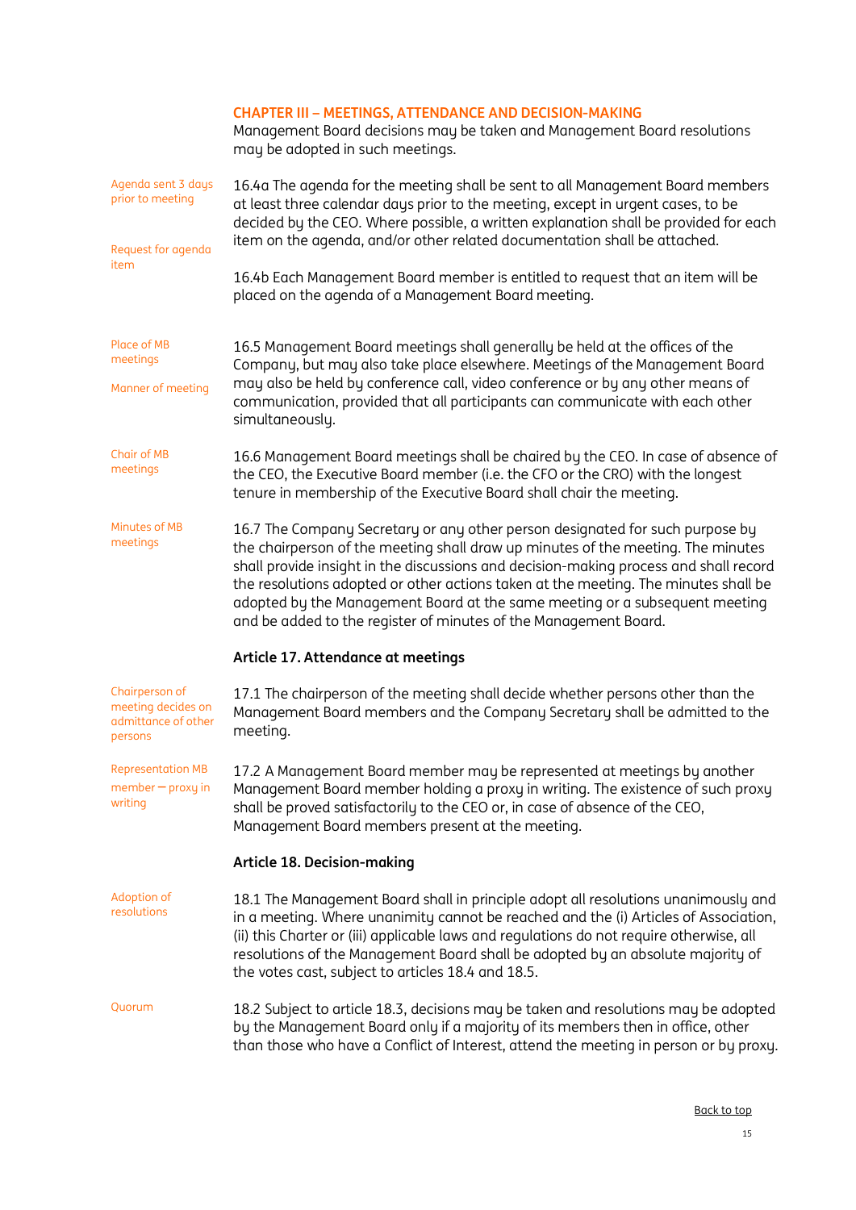## CHAPTER III – MEETINGS, ATTENDANCE AND DECISION-MAKING

Management Board decisions may be taken and Management Board resolutions may be adopted in such meetings.

Agenda sent 3 days prior to meeting

16.4a The agenda for the meeting shall be sent to all Management Board members at least three calendar days prior to the meeting, except in urgent cases, to be decided by the CEO. Where possible, a written explanation shall be provided for each item on the agenda, and/or other related documentation shall be attached.

Request for agenda item

16.4b Each Management Board member is entitled to request that an item will be placed on the agenda of a Management Board meeting.

Place of MB meetings

Manner of meeting

16.5 Management Board meetings shall generally be held at the offices of the Company, but may also take place elsewhere. Meetings of the Management Board may also be held by conference call, video conference or by any other means of communication, provided that all participants can communicate with each other simultaneously.

Chair of MB meetings

16.6 Management Board meetings shall be chaired by the CEO. In case of absence of the CEO, the Executive Board member (i.e. the CFO or the CRO) with the longest tenure in membership of the Executive Board shall chair the meeting.

Minutes of MB meetings

16.7 The Company Secretary or any other person designated for such purpose by the chairperson of the meeting shall draw up minutes of the meeting. The minutes shall provide insight in the discussions and decision-making process and shall record the resolutions adopted or other actions taken at the meeting. The minutes shall be adopted by the Management Board at the same meeting or a subsequent meeting and be added to the register of minutes of the Management Board.

### Article 17. Attendance at meetings

Chairperson of meeting decides on admittance of other persons

17.1 The chairperson of the meeting shall decide whether persons other than the Management Board members and the Company Secretary shall be admitted to the meeting.

Representation MB member – proxy in writing

17.2 A Management Board member may be represented at meetings by another Management Board member holding a proxy in writing. The existence of such proxy shall be proved satisfactorily to the CEO or, in case of absence of the CEO, Management Board members present at the meeting.

### Article 18. Decision-making

Adoption of resolutions

18.1 The Management Board shall in principle adopt all resolutions unanimously and in a meeting. Where unanimity cannot be reached and the (i) Articles of Association, (ii) this Charter or (iii) applicable laws and regulations do not require otherwise, all resolutions of the Management Board shall be adopted by an absolute majority of the votes cast, subject to articles 18.4 and 18.5.

Quorum

18.2 Subject to article 18.3, decisions may be taken and resolutions may be adopted by the Management Board only if a majority of its members then in office, other than those who have a Conflict of Interest, attend the meeting in person or by proxy.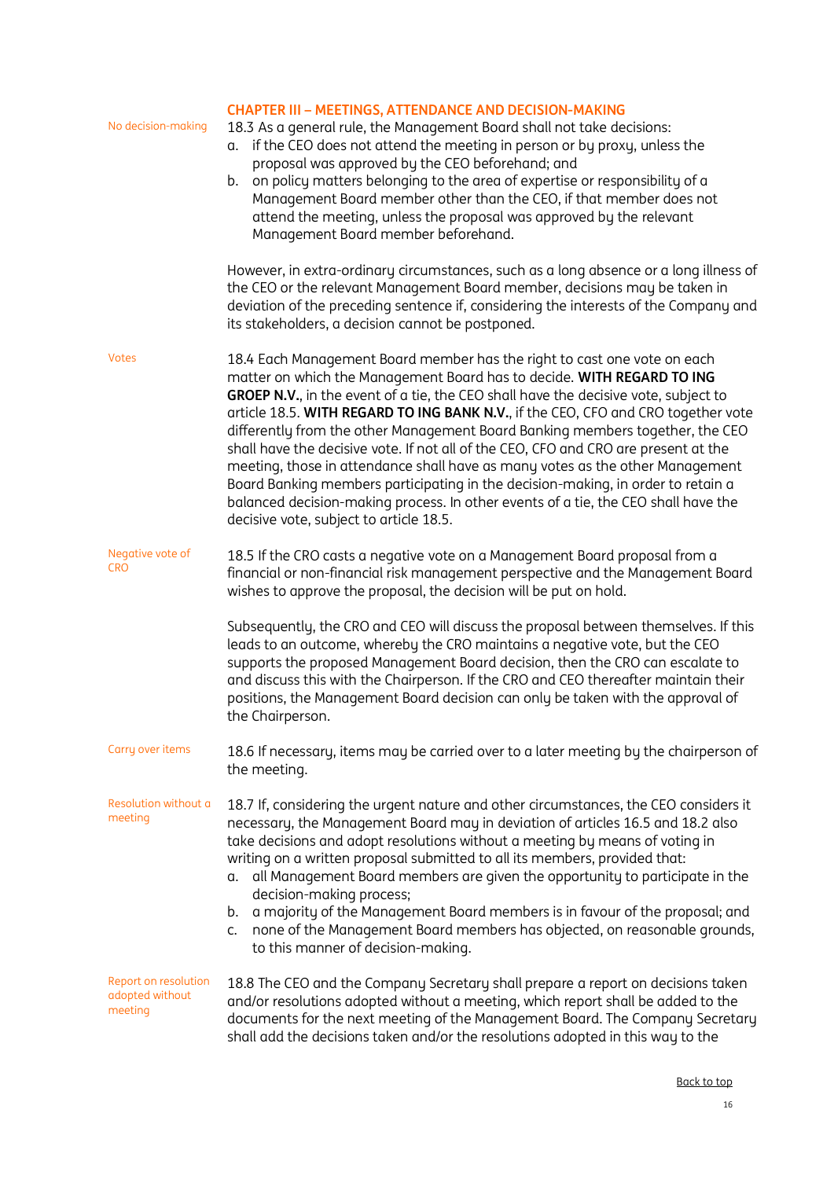## CHAPTER III – MEETINGS, ATTENDANCE AND DECISION-MAKING

No decision-making

18.3 As a general rule, the Management Board shall not take decisions:

a. if the CEO does not attend the meeting in person or by proxy, unless the proposal was approved by the CEO beforehand; and
b. on policy matters belonging to the area of expertise or responsibility of a Management Board member other than the CEO, if that member does not attend the meeting, unless the proposal was approved by the relevant Management Board member beforehand.

However, in extra-ordinary circumstances, such as a long absence or a long illness of the CEO or the relevant Management Board member, decisions may be taken in deviation of the preceding sentence if, considering the interests of the Company and its stakeholders, a decision cannot be postponed.

Votes

18.4 Each Management Board member has the right to cast one vote on each matter on which the Management Board has to decide. **WITH REGARD TO ING GROEP N.V.**, in the event of a tie, the CEO shall have the decisive vote, subject to article 18.5. **WITH REGARD TO ING BANK N.V.**, if the CEO, CFO and CRO together vote differently from the other Management Board Banking members together, the CEO shall have the decisive vote. If not all of the CEO, CFO and CRO are present at the meeting, those in attendance shall have as many votes as the other Management Board Banking members participating in the decision-making, in order to retain a balanced decision-making process. In other events of a tie, the CEO shall have the decisive vote, subject to article 18.5.

Negative vote of CRO

18.5 If the CRO casts a negative vote on a Management Board proposal from a financial or non-financial risk management perspective and the Management Board wishes to approve the proposal, the decision will be put on hold.

Subsequently, the CRO and CEO will discuss the proposal between themselves. If this leads to an outcome, whereby the CRO maintains a negative vote, but the CEO supports the proposed Management Board decision, then the CRO can escalate to and discuss this with the Chairperson. If the CRO and CEO thereafter maintain their positions, the Management Board decision can only be taken with the approval of the Chairperson.

Carry over items

18.6 If necessary, items may be carried over to a later meeting by the chairperson of the meeting.

Resolution without a meeting

18.7 If, considering the urgent nature and other circumstances, the CEO considers it necessary, the Management Board may in deviation of articles 16.5 and 18.2 also take decisions and adopt resolutions without a meeting by means of voting in writing on a written proposal submitted to all its members, provided that:

a. all Management Board members are given the opportunity to participate in the decision-making process;
b. a majority of the Management Board members is in favour of the proposal; and
c. none of the Management Board members has objected, on reasonable grounds, to this manner of decision-making.

Report on resolution adopted without meeting

18.8 The CEO and the Company Secretary shall prepare a report on decisions taken and/or resolutions adopted without a meeting, which report shall be added to the documents for the next meeting of the Management Board. The Company Secretary shall add the decisions taken and/or the resolutions adopted in this way to the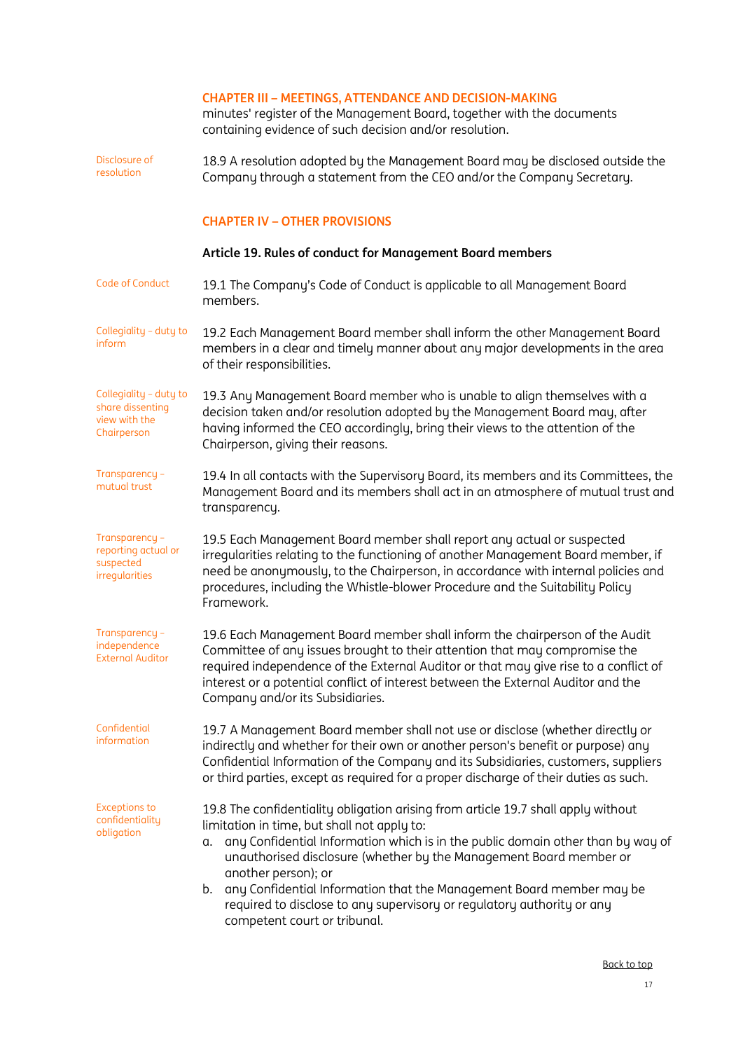## CHAPTER III – MEETINGS, ATTENDANCE AND DECISION-MAKING

minutes' register of the Management Board, together with the documents containing evidence of such decision and/or resolution.

Disclosure of resolution

18.9 A resolution adopted by the Management Board may be disclosed outside the Company through a statement from the CEO and/or the Company Secretary.

## CHAPTER IV – OTHER PROVISIONS

### Article 19. Rules of conduct for Management Board members

Code of Conduct

19.1 The Company's Code of Conduct is applicable to all Management Board members.

Collegiality – duty to inform

19.2 Each Management Board member shall inform the other Management Board members in a clear and timely manner about any major developments in the area of their responsibilities.

Collegiality – duty to share dissenting view with the Chairperson

19.3 Any Management Board member who is unable to align themselves with a decision taken and/or resolution adopted by the Management Board may, after having informed the CEO accordingly, bring their views to the attention of the Chairperson, giving their reasons.

Transparency – mutual trust

19.4 In all contacts with the Supervisory Board, its members and its Committees, the Management Board and its members shall act in an atmosphere of mutual trust and transparency.

Transparency – reporting actual or suspected irregularities

19.5 Each Management Board member shall report any actual or suspected irregularities relating to the functioning of another Management Board member, if need be anonymously, to the Chairperson, in accordance with internal policies and procedures, including the Whistle-blower Procedure and the Suitability Policy Framework.

Transparency – independence External Auditor

19.6 Each Management Board member shall inform the chairperson of the Audit Committee of any issues brought to their attention that may compromise the required independence of the External Auditor or that may give rise to a conflict of interest or a potential conflict of interest between the External Auditor and the Company and/or its Subsidiaries.

Confidential information

19.7 A Management Board member shall not use or disclose (whether directly or indirectly and whether for their own or another person's benefit or purpose) any Confidential Information of the Company and its Subsidiaries, customers, suppliers or third parties, except as required for a proper discharge of their duties as such.

Exceptions to confidentiality obligation

19.8 The confidentiality obligation arising from article 19.7 shall apply without limitation in time, but shall not apply to:

a. any Confidential Information which is in the public domain other than by way of unauthorised disclosure (whether by the Management Board member or another person); or
b. any Confidential Information that the Management Board member may be required to disclose to any supervisory or regulatory authority or any competent court or tribunal.

Back to top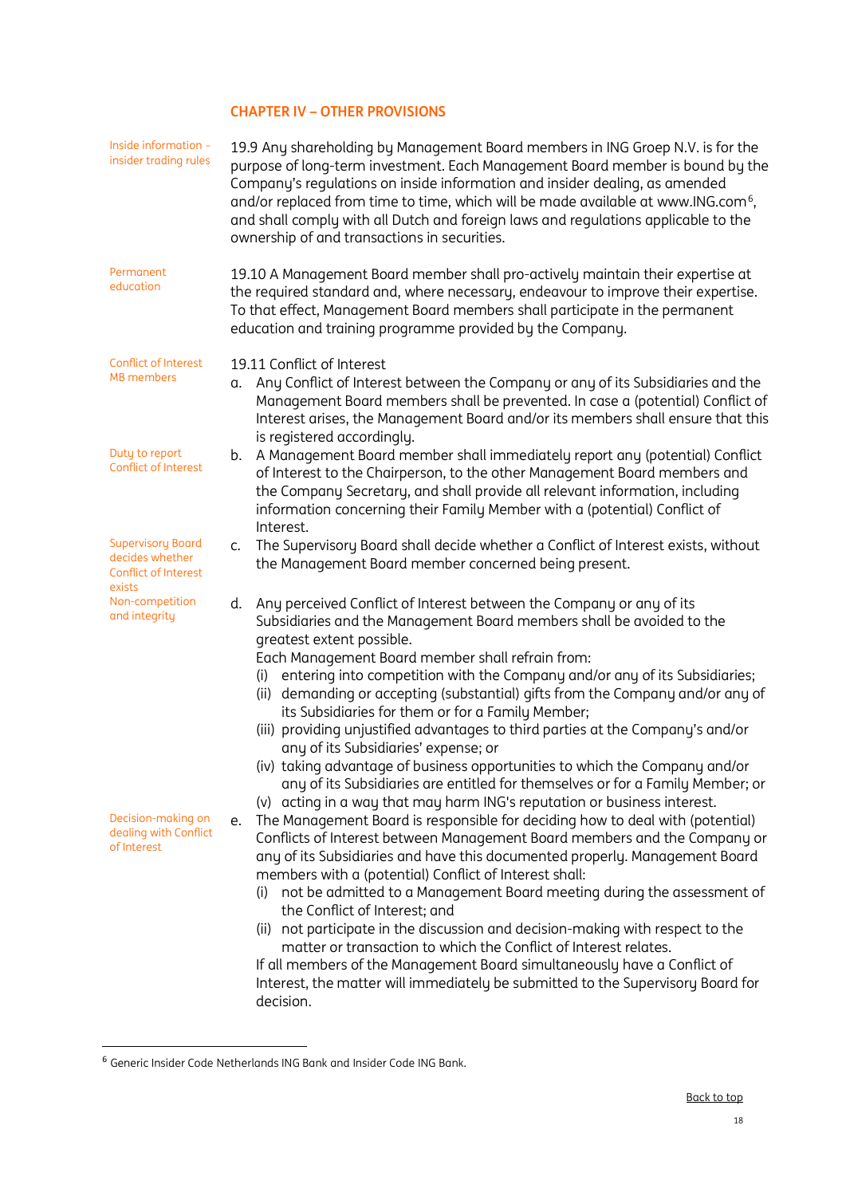## CHAPTER IV – OTHER PROVISIONS

Inside information – insider trading rules

19.9 Any shareholding by Management Board members in ING Groep N.V. is for the purpose of long-term investment. Each Management Board member is bound by the Company's regulations on inside information and insider dealing, as amended and/or replaced from time to time, which will be made available at www.ING.com[6], and shall comply with all Dutch and foreign laws and regulations applicable to the ownership of and transactions in securities.

Permanent education

19.10 A Management Board member shall pro-actively maintain their expertise at the required standard and, where necessary, endeavour to improve their expertise. To that effect, Management Board members shall participate in the permanent education and training programme provided by the Company.

Conflict of Interest MB members

19.11 Conflict of Interest

a. Any Conflict of Interest between the Company or any of its Subsidiaries and the Management Board members shall be prevented. In case a (potential) Conflict of Interest arises, the Management Board and/or its members shall ensure that this is registered accordingly.

Duty to report Conflict of Interest

b. A Management Board member shall immediately report any (potential) Conflict of Interest to the Chairperson, to the other Management Board members and the Company Secretary, and shall provide all relevant information, including information concerning their Family Member with a (potential) Conflict of Interest.

Supervisory Board decides whether Conflict of Interest exists

c. The Supervisory Board shall decide whether a Conflict of Interest exists, without the Management Board member concerned being present.

Non-competition and integrity

d. Any perceived Conflict of Interest between the Company or any of its Subsidiaries and the Management Board members shall be avoided to the greatest extent possible.
   Each Management Board member shall refrain from:
   (i) entering into competition with the Company and/or any of its Subsidiaries;
   (ii) demanding or accepting (substantial) gifts from the Company and/or any of its Subsidiaries for them or for a Family Member;
   (iii) providing unjustified advantages to third parties at the Company's and/or any of its Subsidiaries' expense; or
   (iv) taking advantage of business opportunities to which the Company and/or any of its Subsidiaries are entitled for themselves or for a Family Member; or
   (v) acting in a way that may harm ING's reputation or business interest.

Decision-making on dealing with Conflict of Interest

e. The Management Board is responsible for deciding how to deal with (potential) Conflicts of Interest between Management Board members and the Company or any of its Subsidiaries and have this documented properly. Management Board members with a (potential) Conflict of Interest shall:
   (i) not be admitted to a Management Board meeting during the assessment of the Conflict of Interest; and
   (ii) not participate in the discussion and decision-making with respect to the matter or transaction to which the Conflict of Interest relates.
   If all members of the Management Board simultaneously have a Conflict of Interest, the matter will immediately be submitted to the Supervisory Board for decision.

---

[6] Generic Insider Code Netherlands ING Bank and Insider Code ING Bank.

Back to top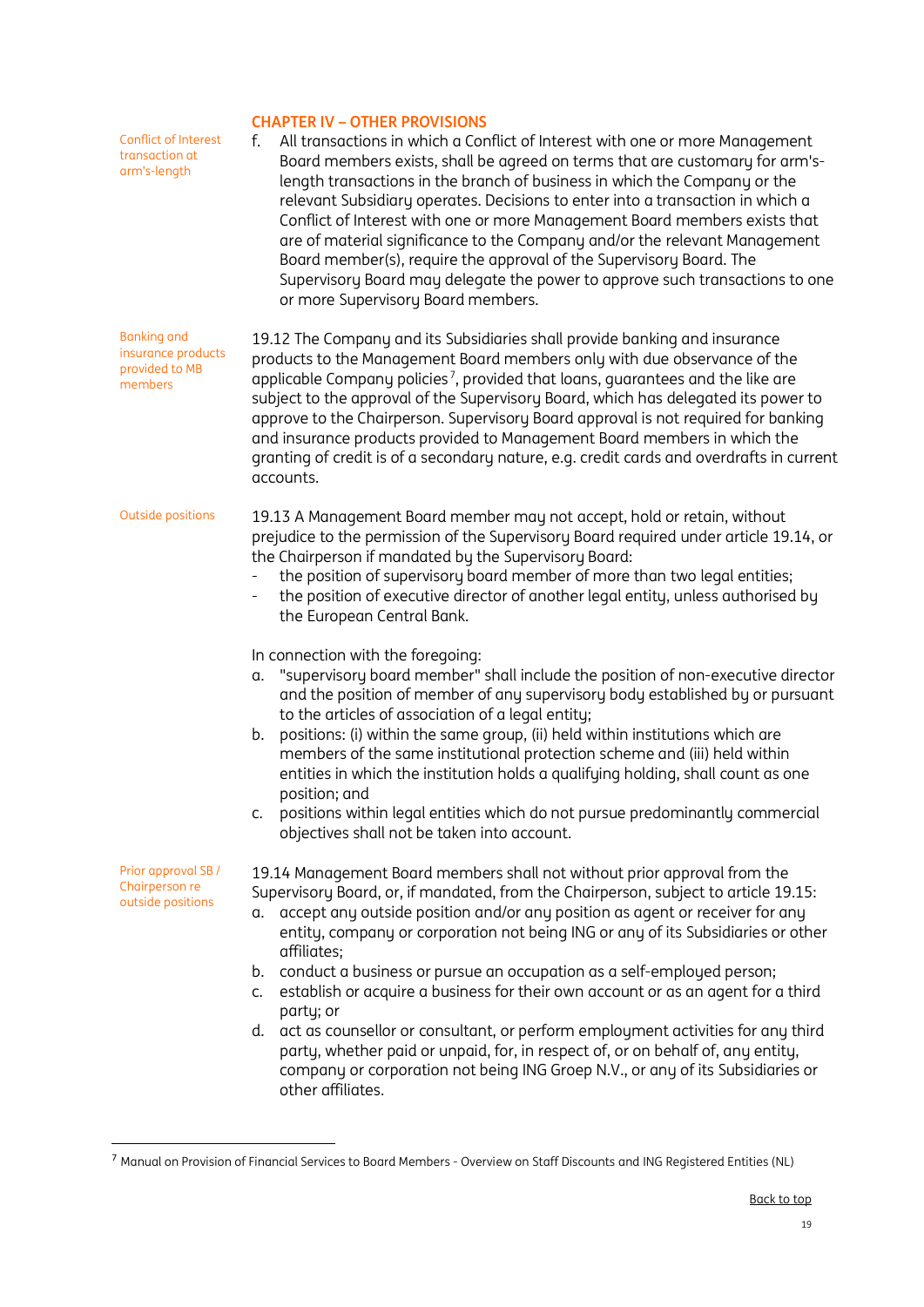## CHAPTER IV – OTHER PROVISIONS

Conflict of Interest transaction at arm's-length

f. All transactions in which a Conflict of Interest with one or more Management Board members exists, shall be agreed on terms that are customary for arm's-length transactions in the branch of business in which the Company or the relevant Subsidiary operates. Decisions to enter into a transaction in which a Conflict of Interest with one or more Management Board members exists that are of material significance to the Company and/or the relevant Management Board member(s), require the approval of the Supervisory Board. The Supervisory Board may delegate the power to approve such transactions to one or more Supervisory Board members.

Banking and insurance products provided to MB members

19.12 The Company and its Subsidiaries shall provide banking and insurance products to the Management Board members only with due observance of the applicable Company policies[7], provided that loans, guarantees and the like are subject to the approval of the Supervisory Board, which has delegated its power to approve to the Chairperson. Supervisory Board approval is not required for banking and insurance products provided to Management Board members in which the granting of credit is of a secondary nature, e.g. credit cards and overdrafts in current accounts.

Outside positions

19.13 A Management Board member may not accept, hold or retain, without prejudice to the permission of the Supervisory Board required under article 19.14, or the Chairperson if mandated by the Supervisory Board:

- the position of supervisory board member of more than two legal entities;
- the position of executive director of another legal entity, unless authorised by the European Central Bank.

In connection with the foregoing:

a. "supervisory board member" shall include the position of non-executive director and the position of member of any supervisory body established by or pursuant to the articles of association of a legal entity;
b. positions: (i) within the same group, (ii) held within institutions which are members of the same institutional protection scheme and (iii) held within entities in which the institution holds a qualifying holding, shall count as one position; and
c. positions within legal entities which do not pursue predominantly commercial objectives shall not be taken into account.

Prior approval SB / Chairperson re outside positions

19.14 Management Board members shall not without prior approval from the Supervisory Board, or, if mandated, from the Chairperson, subject to article 19.15:

a. accept any outside position and/or any position as agent or receiver for any entity, company or corporation not being ING or any of its Subsidiaries or other affiliates;
b. conduct a business or pursue an occupation as a self-employed person;
c. establish or acquire a business for their own account or as an agent for a third party; or
d. act as counsellor or consultant, or perform employment activities for any third party, whether paid or unpaid, for, in respect of, or on behalf of, any entity, company or corporation not being ING Groep N.V., or any of its Subsidiaries or other affiliates.

[7] Manual on Provision of Financial Services to Board Members - Overview on Staff Discounts and ING Registered Entities (NL)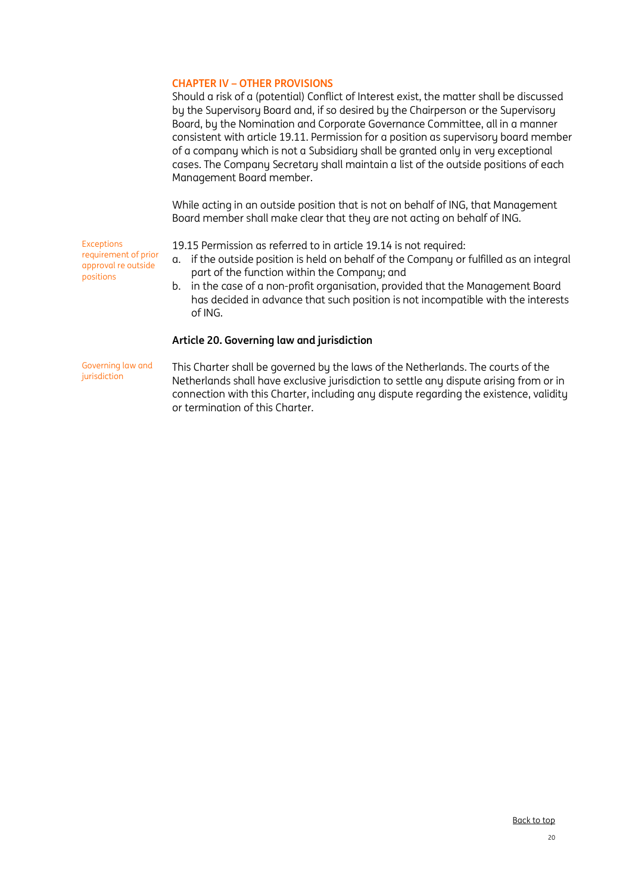**CHAPTER IV – OTHER PROVISIONS**

Should a risk of a (potential) Conflict of Interest exist, the matter shall be discussed by the Supervisory Board and, if so desired by the Chairperson or the Supervisory Board, by the Nomination and Corporate Governance Committee, all in a manner consistent with article 19.11. Permission for a position as supervisory board member of a company which is not a Subsidiary shall be granted only in very exceptional cases. The Company Secretary shall maintain a list of the outside positions of each Management Board member.

While acting in an outside position that is not on behalf of ING, that Management Board member shall make clear that they are not acting on behalf of ING.

Exceptions requirement of prior approval re outside positions

19.15 Permission as referred to in article 19.14 is not required:

a. if the outside position is held on behalf of the Company or fulfilled as an integral part of the function within the Company; and
b. in the case of a non-profit organisation, provided that the Management Board has decided in advance that such position is not incompatible with the interests of ING.

### Article 20. Governing law and jurisdiction

Governing law and jurisdiction

This Charter shall be governed by the laws of the Netherlands. The courts of the Netherlands shall have exclusive jurisdiction to settle any dispute arising from or in connection with this Charter, including any dispute regarding the existence, validity or termination of this Charter.

Back to top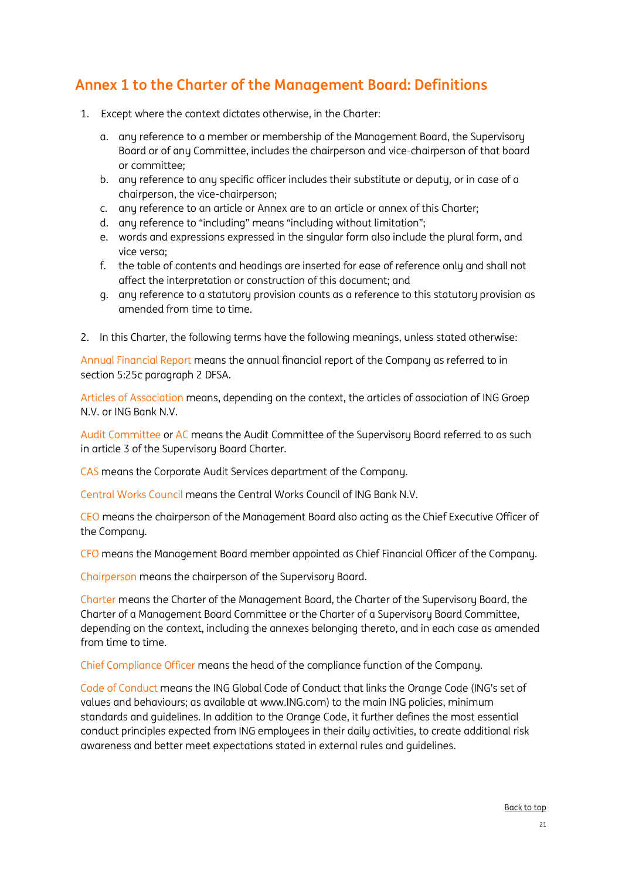## Annex 1 to the Charter of the Management Board: Definitions

1. Except where the context dictates otherwise, in the Charter:
   a. any reference to a member or membership of the Management Board, the Supervisory Board or of any Committee, includes the chairperson and vice-chairperson of that board or committee;
   b. any reference to any specific officer includes their substitute or deputy, or in case of a chairperson, the vice-chairperson;
   c. any reference to an article or Annex are to an article or annex of this Charter;
   d. any reference to "including" means "including without limitation";
   e. words and expressions expressed in the singular form also include the plural form, and vice versa;
   f. the table of contents and headings are inserted for ease of reference only and shall not affect the interpretation or construction of this document; and
   g. any reference to a statutory provision counts as a reference to this statutory provision as amended from time to time.

2. In this Charter, the following terms have the following meanings, unless stated otherwise:

Annual Financial Report means the annual financial report of the Company as referred to in section 5:25c paragraph 2 DFSA.

Articles of Association means, depending on the context, the articles of association of ING Groep N.V. or ING Bank N.V.

Audit Committee or AC means the Audit Committee of the Supervisory Board referred to as such in article 3 of the Supervisory Board Charter.

CAS means the Corporate Audit Services department of the Company.

Central Works Council means the Central Works Council of ING Bank N.V.

CEO means the chairperson of the Management Board also acting as the Chief Executive Officer of the Company.

CFO means the Management Board member appointed as Chief Financial Officer of the Company.

Chairperson means the chairperson of the Supervisory Board.

Charter means the Charter of the Management Board, the Charter of the Supervisory Board, the Charter of a Management Board Committee or the Charter of a Supervisory Board Committee, depending on the context, including the annexes belonging thereto, and in each case as amended from time to time.

Chief Compliance Officer means the head of the compliance function of the Company.

Code of Conduct means the ING Global Code of Conduct that links the Orange Code (ING's set of values and behaviours; as available at www.ING.com) to the main ING policies, minimum standards and guidelines. In addition to the Orange Code, it further defines the most essential conduct principles expected from ING employees in their daily activities, to create additional risk awareness and better meet expectations stated in external rules and guidelines.

Back to top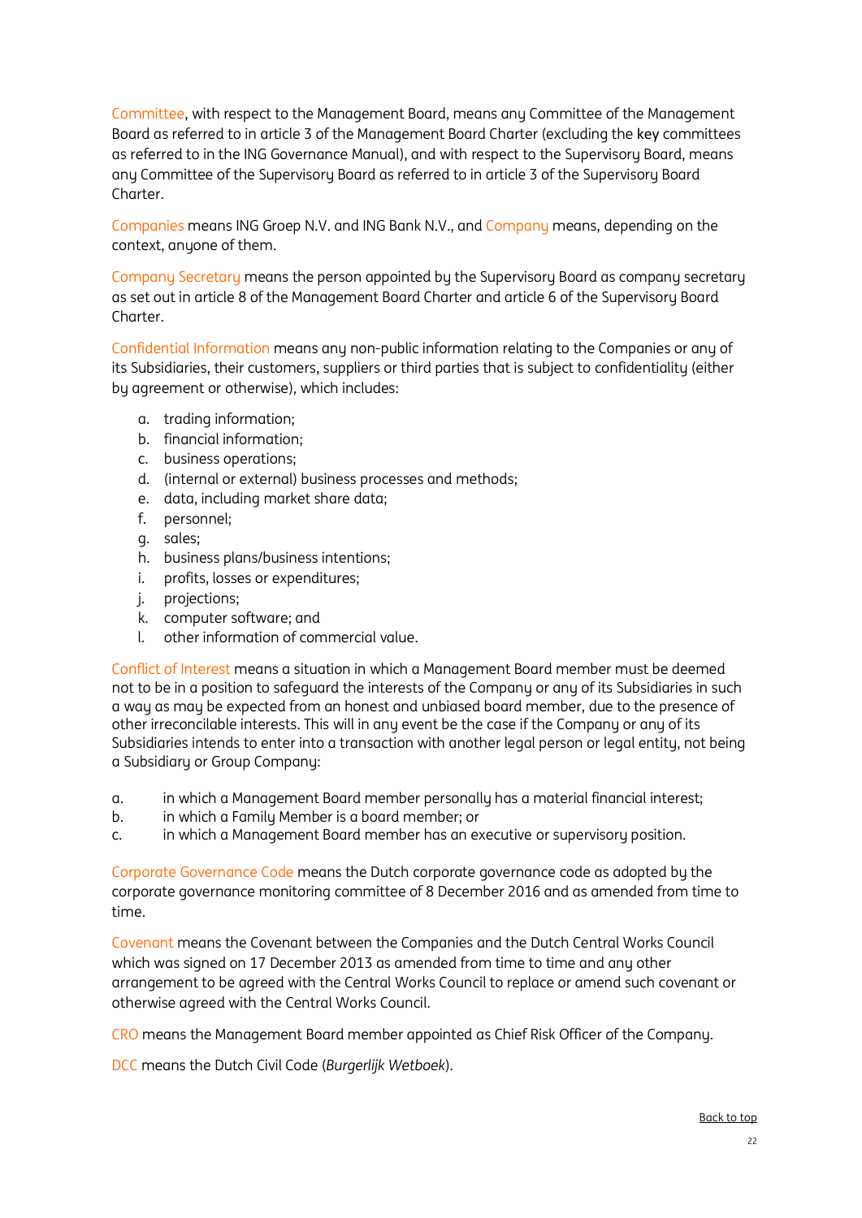Committee, with respect to the Management Board, means any Committee of the Management Board as referred to in article 3 of the Management Board Charter (excluding the key committees as referred to in the ING Governance Manual), and with respect to the Supervisory Board, means any Committee of the Supervisory Board as referred to in article 3 of the Supervisory Board Charter.

Companies means ING Groep N.V. and ING Bank N.V., and Company means, depending on the context, anyone of them.

Company Secretary means the person appointed by the Supervisory Board as company secretary as set out in article 8 of the Management Board Charter and article 6 of the Supervisory Board Charter.

Confidential Information means any non-public information relating to the Companies or any of its Subsidiaries, their customers, suppliers or third parties that is subject to confidentiality (either by agreement or otherwise), which includes:

a. trading information;
b. financial information;
c. business operations;
d. (internal or external) business processes and methods;
e. data, including market share data;
f. personnel;
g. sales;
h. business plans/business intentions;
i. profits, losses or expenditures;
j. projections;
k. computer software; and
l. other information of commercial value.

Conflict of Interest means a situation in which a Management Board member must be deemed not to be in a position to safeguard the interests of the Company or any of its Subsidiaries in such a way as may be expected from an honest and unbiased board member, due to the presence of other irreconcilable interests. This will in any event be the case if the Company or any of its Subsidiaries intends to enter into a transaction with another legal person or legal entity, not being a Subsidiary or Group Company:

a. in which a Management Board member personally has a material financial interest;
b. in which a Family Member is a board member; or
c. in which a Management Board member has an executive or supervisory position.

Corporate Governance Code means the Dutch corporate governance code as adopted by the corporate governance monitoring committee of 8 December 2016 and as amended from time to time.

Covenant means the Covenant between the Companies and the Dutch Central Works Council which was signed on 17 December 2013 as amended from time to time and any other arrangement to be agreed with the Central Works Council to replace or amend such covenant or otherwise agreed with the Central Works Council.

CRO means the Management Board member appointed as Chief Risk Officer of the Company.

DCC means the Dutch Civil Code (*Burgerlijk Wetboek*).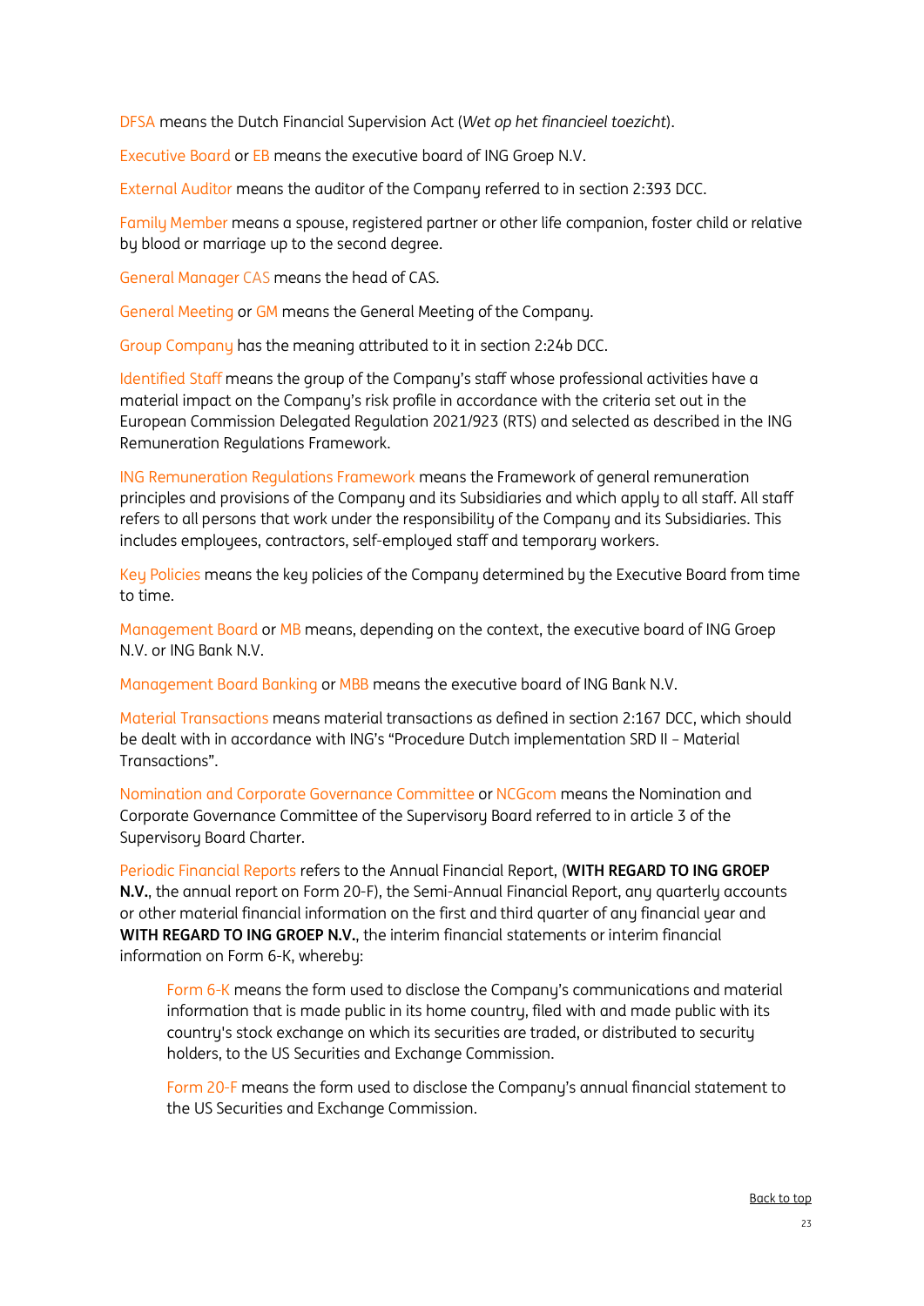DFSA means the Dutch Financial Supervision Act (*Wet op het financieel toezicht*).

Executive Board or EB means the executive board of ING Groep N.V.

External Auditor means the auditor of the Company referred to in section 2:393 DCC.

Family Member means a spouse, registered partner or other life companion, foster child or relative by blood or marriage up to the second degree.

General Manager CAS means the head of CAS.

General Meeting or GM means the General Meeting of the Company.

Group Company has the meaning attributed to it in section 2:24b DCC.

Identified Staff means the group of the Company's staff whose professional activities have a material impact on the Company's risk profile in accordance with the criteria set out in the European Commission Delegated Regulation 2021/923 (RTS) and selected as described in the ING Remuneration Regulations Framework.

ING Remuneration Regulations Framework means the Framework of general remuneration principles and provisions of the Company and its Subsidiaries and which apply to all staff. All staff refers to all persons that work under the responsibility of the Company and its Subsidiaries. This includes employees, contractors, self-employed staff and temporary workers.

Key Policies means the key policies of the Company determined by the Executive Board from time to time.

Management Board or MB means, depending on the context, the executive board of ING Groep N.V. or ING Bank N.V.

Management Board Banking or MBB means the executive board of ING Bank N.V.

Material Transactions means material transactions as defined in section 2:167 DCC, which should be dealt with in accordance with ING's "Procedure Dutch implementation SRD II – Material Transactions".

Nomination and Corporate Governance Committee or NCGcom means the Nomination and Corporate Governance Committee of the Supervisory Board referred to in article 3 of the Supervisory Board Charter.

Periodic Financial Reports refers to the Annual Financial Report, (**WITH REGARD TO ING GROEP N.V.**, the annual report on Form 20-F), the Semi-Annual Financial Report, any quarterly accounts or other material financial information on the first and third quarter of any financial year and **WITH REGARD TO ING GROEP N.V.**, the interim financial statements or interim financial information on Form 6-K, whereby:

> Form 6-K means the form used to disclose the Company's communications and material information that is made public in its home country, filed with and made public with its country's stock exchange on which its securities are traded, or distributed to security holders, to the US Securities and Exchange Commission.
>
> Form 20-F means the form used to disclose the Company's annual financial statement to the US Securities and Exchange Commission.

Back to top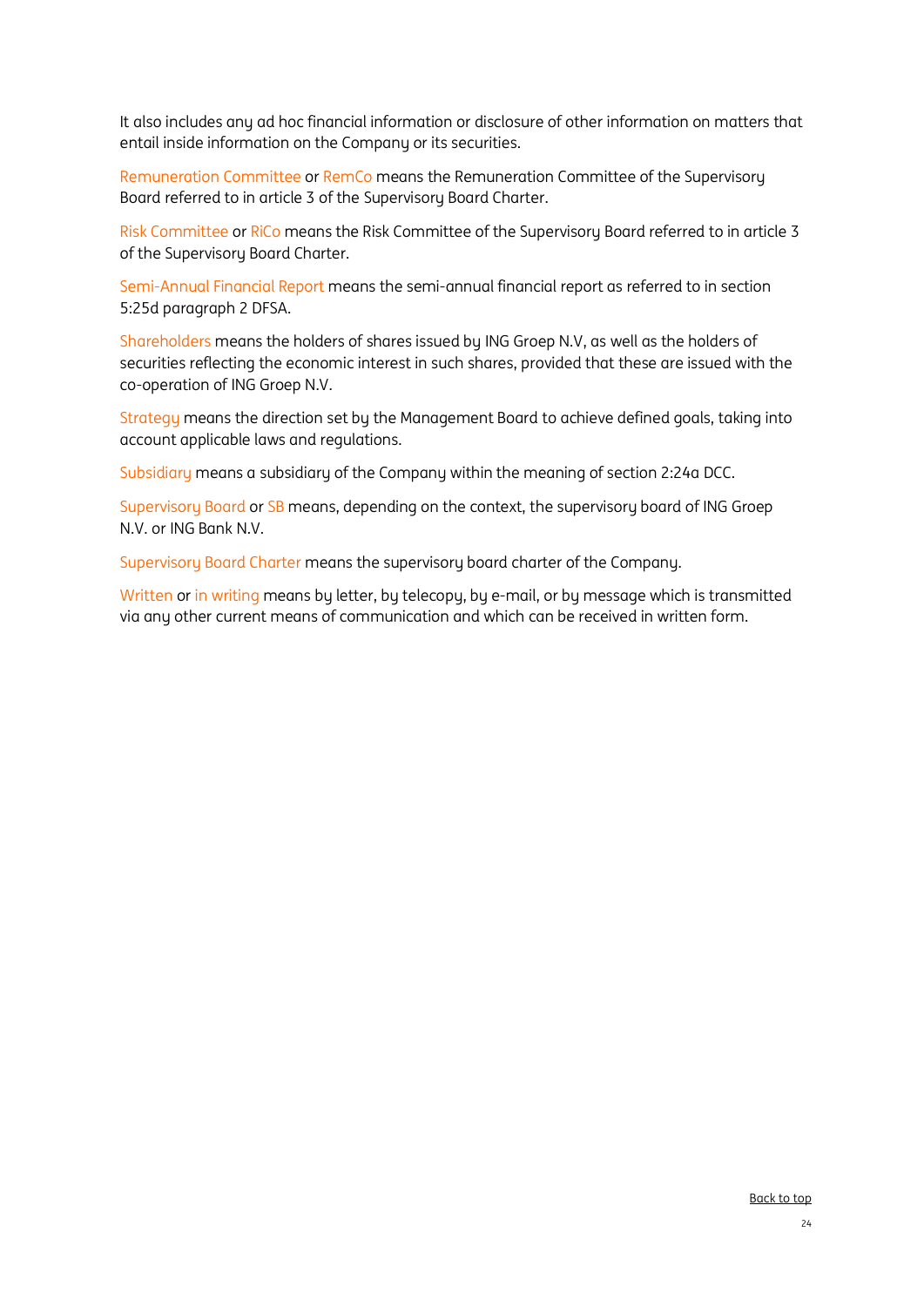It also includes any ad hoc financial information or disclosure of other information on matters that entail inside information on the Company or its securities.

Remuneration Committee or RemCo means the Remuneration Committee of the Supervisory Board referred to in article 3 of the Supervisory Board Charter.

Risk Committee or RiCo means the Risk Committee of the Supervisory Board referred to in article 3 of the Supervisory Board Charter.

Semi-Annual Financial Report means the semi-annual financial report as referred to in section 5:25d paragraph 2 DFSA.

Shareholders means the holders of shares issued by ING Groep N.V, as well as the holders of securities reflecting the economic interest in such shares, provided that these are issued with the co-operation of ING Groep N.V.

Strategy means the direction set by the Management Board to achieve defined goals, taking into account applicable laws and regulations.

Subsidiary means a subsidiary of the Company within the meaning of section 2:24a DCC.

Supervisory Board or SB means, depending on the context, the supervisory board of ING Groep N.V. or ING Bank N.V.

Supervisory Board Charter means the supervisory board charter of the Company.

Written or in writing means by letter, by telecopy, by e-mail, or by message which is transmitted via any other current means of communication and which can be received in written form.

Back to top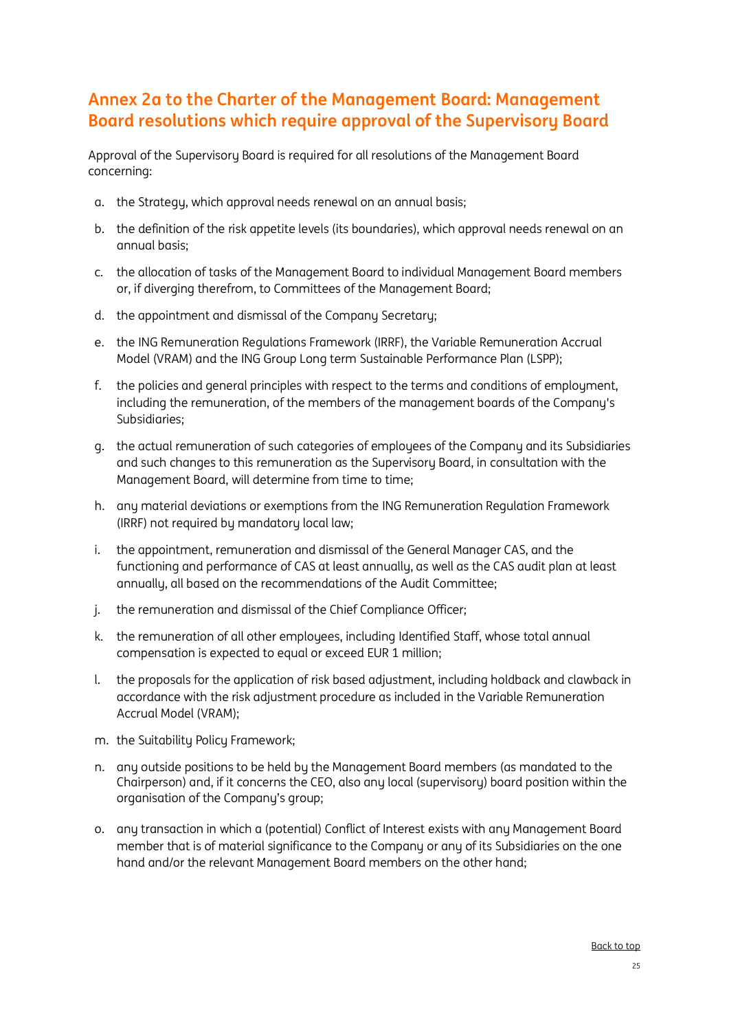## Annex 2a to the Charter of the Management Board: Management Board resolutions which require approval of the Supervisory Board

Approval of the Supervisory Board is required for all resolutions of the Management Board concerning:

a. the Strategy, which approval needs renewal on an annual basis;

b. the definition of the risk appetite levels (its boundaries), which approval needs renewal on an annual basis;

c. the allocation of tasks of the Management Board to individual Management Board members or, if diverging therefrom, to Committees of the Management Board;

d. the appointment and dismissal of the Company Secretary;

e. the ING Remuneration Regulations Framework (IRRF), the Variable Remuneration Accrual Model (VRAM) and the ING Group Long term Sustainable Performance Plan (LSPP);

f. the policies and general principles with respect to the terms and conditions of employment, including the remuneration, of the members of the management boards of the Company's Subsidiaries;

g. the actual remuneration of such categories of employees of the Company and its Subsidiaries and such changes to this remuneration as the Supervisory Board, in consultation with the Management Board, will determine from time to time;

h. any material deviations or exemptions from the ING Remuneration Regulation Framework (IRRF) not required by mandatory local law;

i. the appointment, remuneration and dismissal of the General Manager CAS, and the functioning and performance of CAS at least annually, as well as the CAS audit plan at least annually, all based on the recommendations of the Audit Committee;

j. the remuneration and dismissal of the Chief Compliance Officer;

k. the remuneration of all other employees, including Identified Staff, whose total annual compensation is expected to equal or exceed EUR 1 million;

l. the proposals for the application of risk based adjustment, including holdback and clawback in accordance with the risk adjustment procedure as included in the Variable Remuneration Accrual Model (VRAM);

m. the Suitability Policy Framework;

n. any outside positions to be held by the Management Board members (as mandated to the Chairperson) and, if it concerns the CEO, also any local (supervisory) board position within the organisation of the Company's group;

o. any transaction in which a (potential) Conflict of Interest exists with any Management Board member that is of material significance to the Company or any of its Subsidiaries on the one hand and/or the relevant Management Board members on the other hand;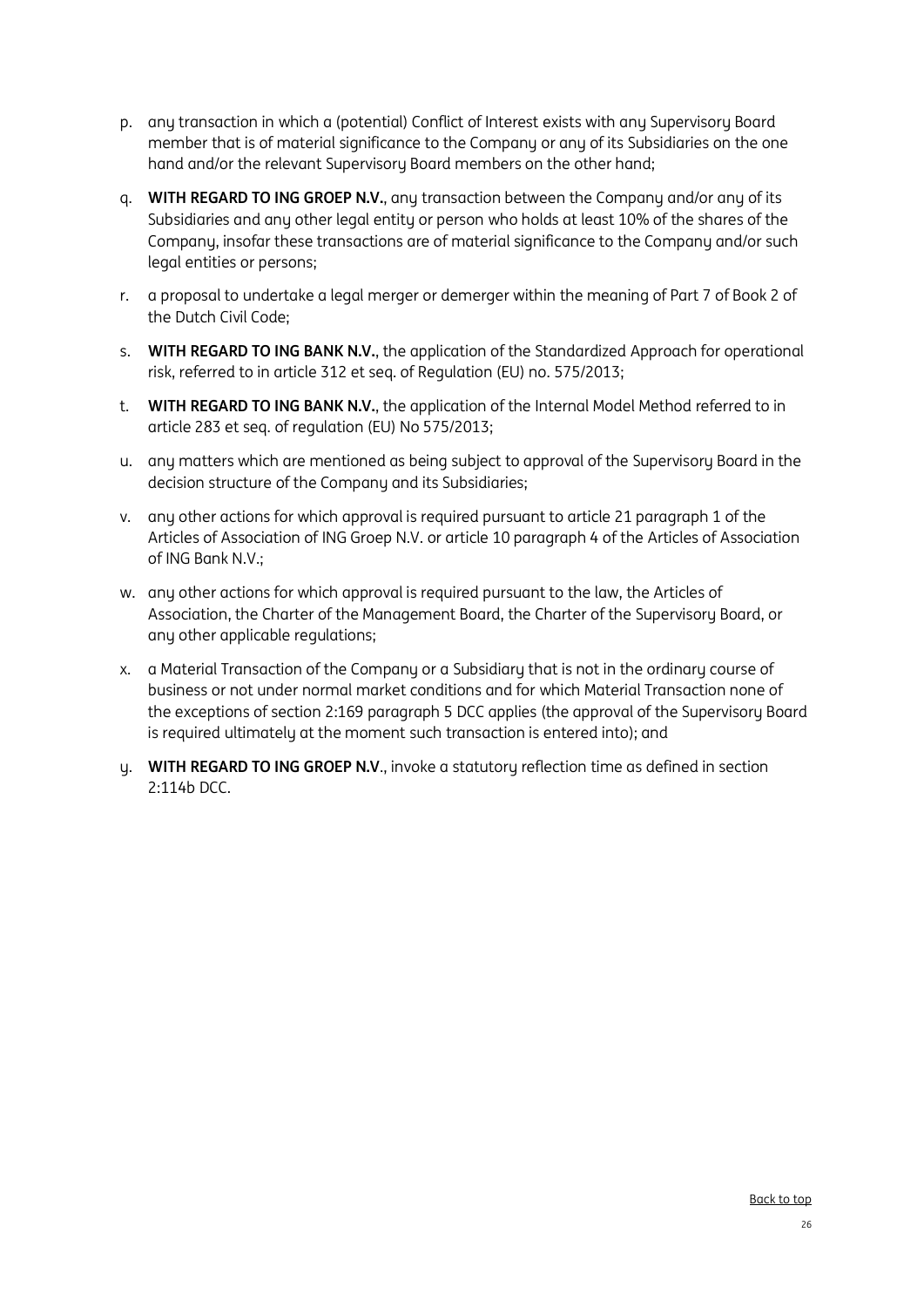p. any transaction in which a (potential) Conflict of Interest exists with any Supervisory Board member that is of material significance to the Company or any of its Subsidiaries on the one hand and/or the relevant Supervisory Board members on the other hand;

q. **WITH REGARD TO ING GROEP N.V.**, any transaction between the Company and/or any of its Subsidiaries and any other legal entity or person who holds at least 10% of the shares of the Company, insofar these transactions are of material significance to the Company and/or such legal entities or persons;

r. a proposal to undertake a legal merger or demerger within the meaning of Part 7 of Book 2 of the Dutch Civil Code;

s. **WITH REGARD TO ING BANK N.V.**, the application of the Standardized Approach for operational risk, referred to in article 312 et seq. of Regulation (EU) no. 575/2013;

t. **WITH REGARD TO ING BANK N.V.**, the application of the Internal Model Method referred to in article 283 et seq. of regulation (EU) No 575/2013;

u. any matters which are mentioned as being subject to approval of the Supervisory Board in the decision structure of the Company and its Subsidiaries;

v. any other actions for which approval is required pursuant to article 21 paragraph 1 of the Articles of Association of ING Groep N.V. or article 10 paragraph 4 of the Articles of Association of ING Bank N.V.;

w. any other actions for which approval is required pursuant to the law, the Articles of Association, the Charter of the Management Board, the Charter of the Supervisory Board, or any other applicable regulations;

x. a Material Transaction of the Company or a Subsidiary that is not in the ordinary course of business or not under normal market conditions and for which Material Transaction none of the exceptions of section 2:169 paragraph 5 DCC applies (the approval of the Supervisory Board is required ultimately at the moment such transaction is entered into); and

y. **WITH REGARD TO ING GROEP N.V**., invoke a statutory reflection time as defined in section 2:114b DCC.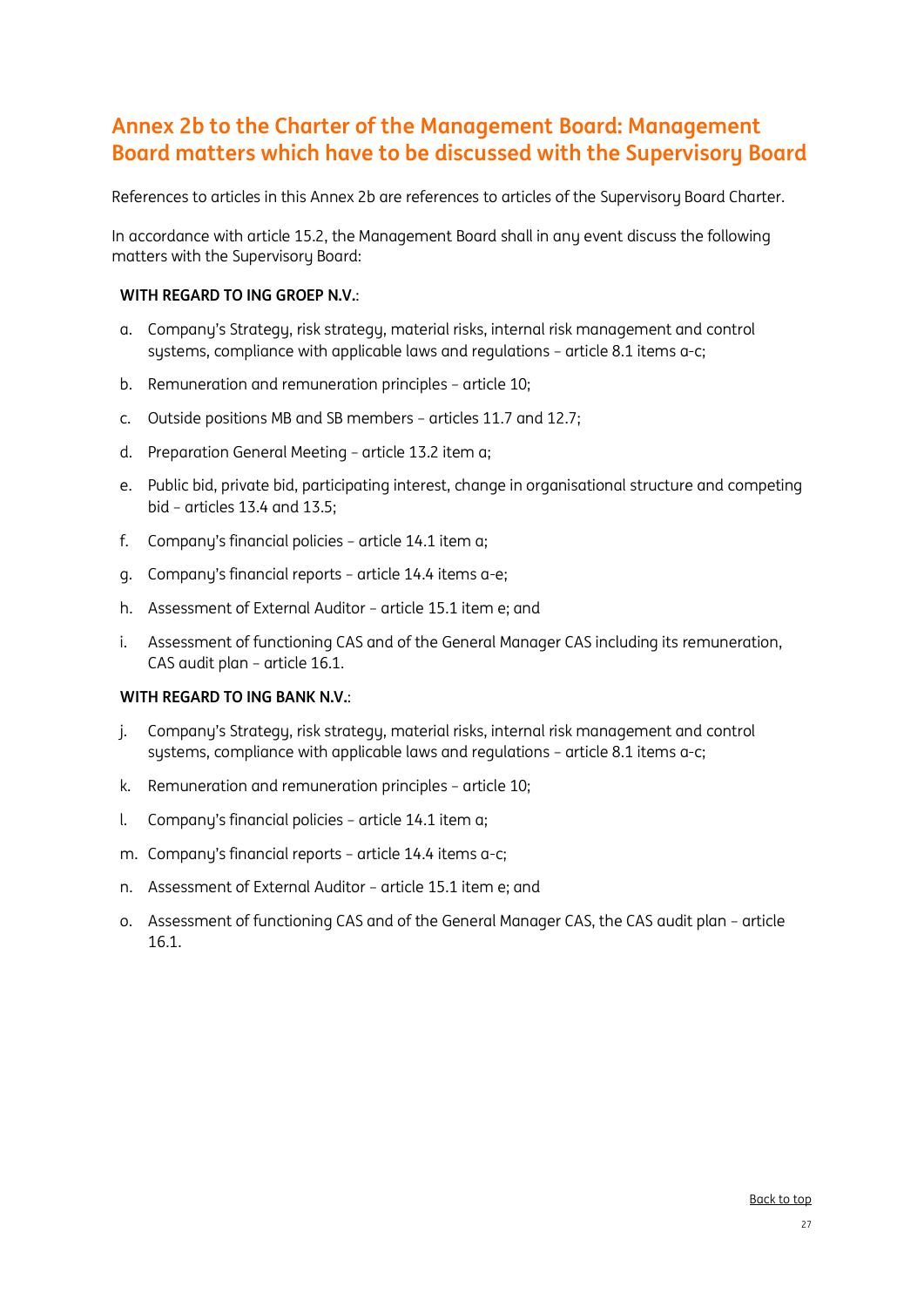## Annex 2b to the Charter of the Management Board: Management Board matters which have to be discussed with the Supervisory Board

References to articles in this Annex 2b are references to articles of the Supervisory Board Charter.

In accordance with article 15.2, the Management Board shall in any event discuss the following matters with the Supervisory Board:

**WITH REGARD TO ING GROEP N.V.**:

a. Company's Strategy, risk strategy, material risks, internal risk management and control systems, compliance with applicable laws and regulations – article 8.1 items a-c;

b. Remuneration and remuneration principles – article 10;

c. Outside positions MB and SB members – articles 11.7 and 12.7;

d. Preparation General Meeting – article 13.2 item a;

e. Public bid, private bid, participating interest, change in organisational structure and competing bid – articles 13.4 and 13.5;

f. Company's financial policies – article 14.1 item a;

g. Company's financial reports – article 14.4 items a-e;

h. Assessment of External Auditor – article 15.1 item e; and

i. Assessment of functioning CAS and of the General Manager CAS including its remuneration, CAS audit plan – article 16.1.

**WITH REGARD TO ING BANK N.V.**:

j. Company's Strategy, risk strategy, material risks, internal risk management and control systems, compliance with applicable laws and regulations – article 8.1 items a-c;

k. Remuneration and remuneration principles – article 10;

l. Company's financial policies – article 14.1 item a;

m. Company's financial reports – article 14.4 items a-c;

n. Assessment of External Auditor – article 15.1 item e; and

o. Assessment of functioning CAS and of the General Manager CAS, the CAS audit plan – article 16.1.

Back to top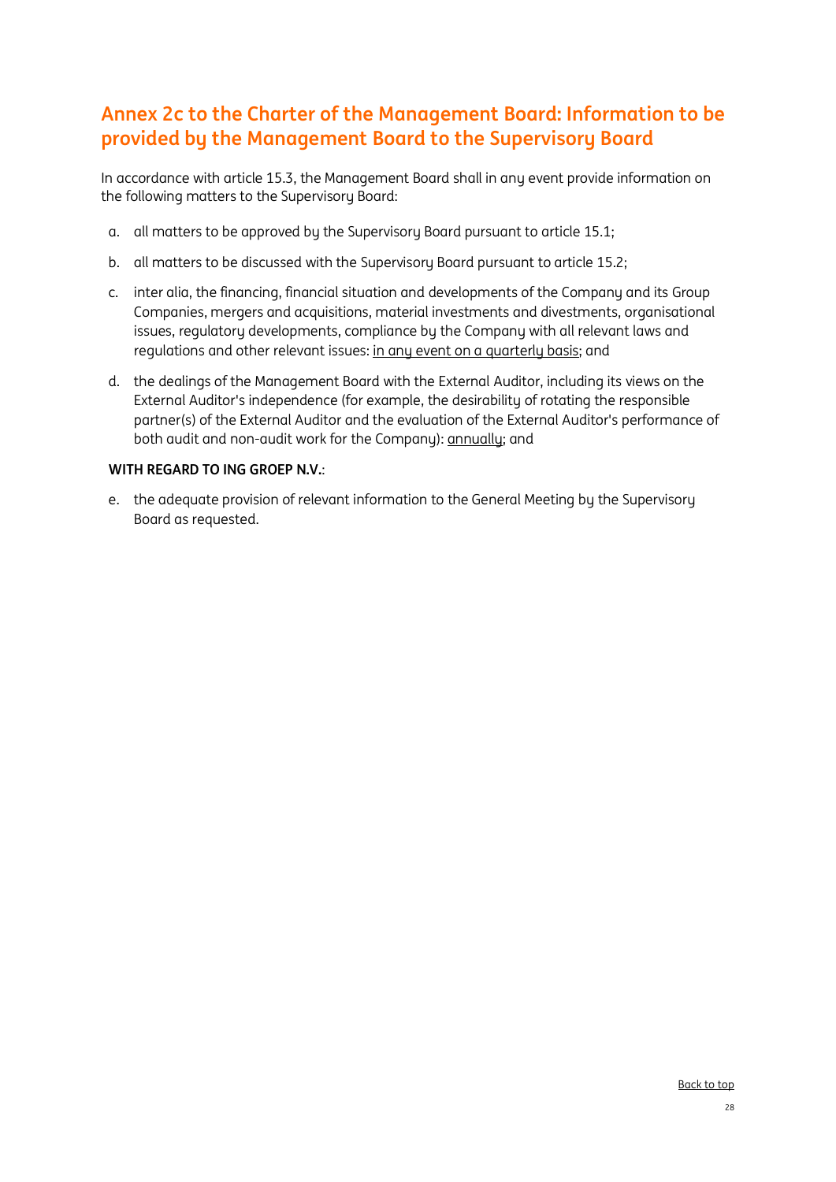## Annex 2c to the Charter of the Management Board: Information to be provided by the Management Board to the Supervisory Board

In accordance with article 15.3, the Management Board shall in any event provide information on the following matters to the Supervisory Board:

a. all matters to be approved by the Supervisory Board pursuant to article 15.1;

b. all matters to be discussed with the Supervisory Board pursuant to article 15.2;

c. inter alia, the financing, financial situation and developments of the Company and its Group Companies, mergers and acquisitions, material investments and divestments, organisational issues, regulatory developments, compliance by the Company with all relevant laws and regulations and other relevant issues: <u>in any event on a quarterly basis</u>; and

d. the dealings of the Management Board with the External Auditor, including its views on the External Auditor's independence (for example, the desirability of rotating the responsible partner(s) of the External Auditor and the evaluation of the External Auditor's performance of both audit and non-audit work for the Company): <u>annually</u>; and

**WITH REGARD TO ING GROEP N.V.**:

e. the adequate provision of relevant information to the General Meeting by the Supervisory Board as requested.

Back to top